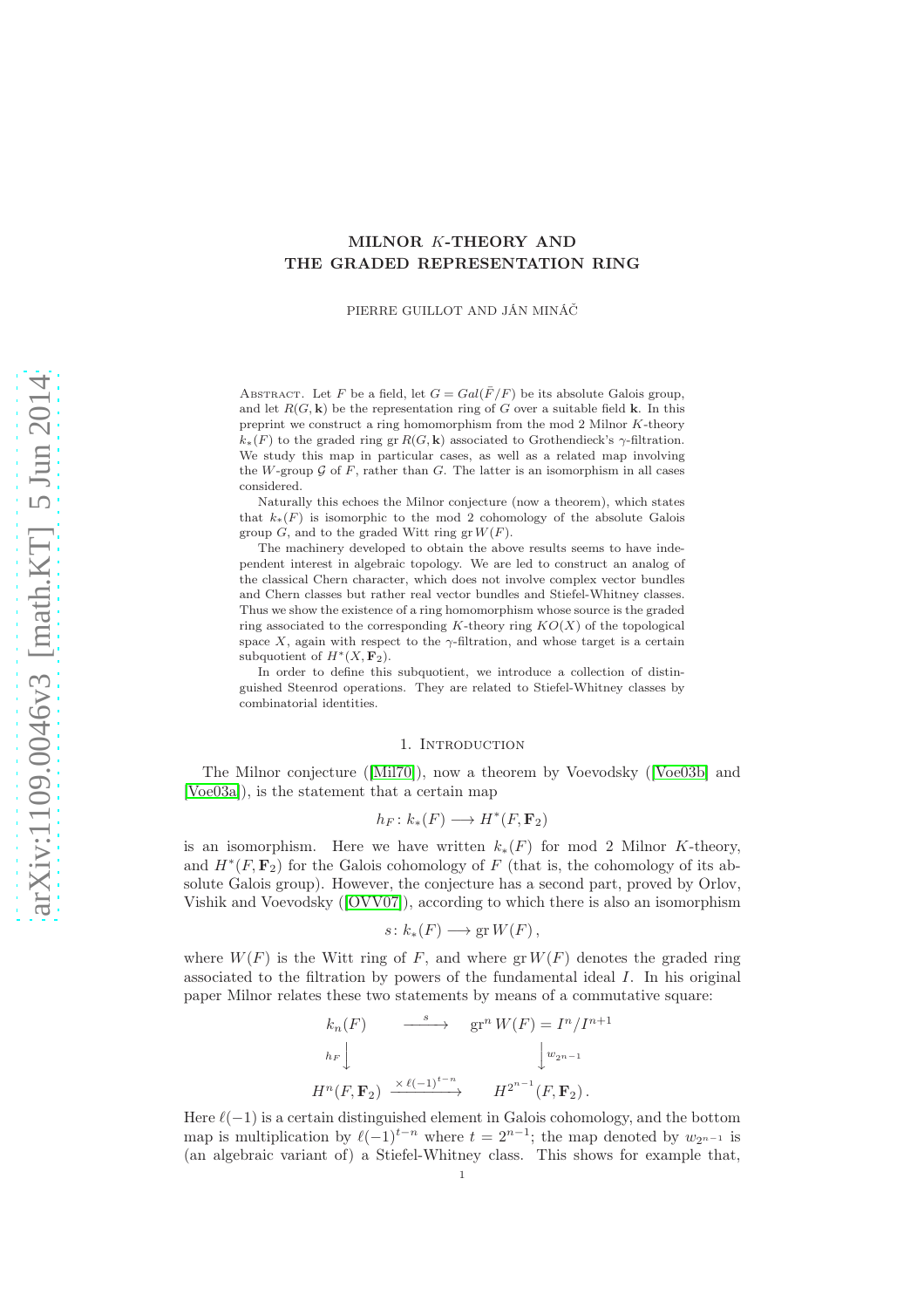# MILNOR $K$-THEORY AND THE GRADED REPRESENTATION RING

PIERRE GUILLOT AND JÁN MINÁČ

ABSTRACT. Let $F$ be a field, let $G = Gal(\bar{F}/F)$ be its absolute Galois group, and let $R(G, \mathbf{k})$ be the representation ring of $G$ over a suitable field $\mathbf{k}$. In this preprint we construct a ring homomorphism from the mod 2 Milnor $K$-theory $k_*(F)$ to the graded ring $\operatorname{gr} R(G, \mathbf{k})$ associated to Grothendieck's $\gamma$-filtration. We study this map in particular cases, as well as a related map involving the $W$-group $\mathcal{G}$ of $F$, rather than $G$. The latter is an isomorphism in all cases considered.

Naturally this echoes the Milnor conjecture (now a theorem), which states that $k_*(F)$ is isomorphic to the mod 2 cohomology of the absolute Galois group $G$, and to the graded Witt ring $\operatorname{gr} W(F)$.

The machinery developed to obtain the above results seems to have independent interest in algebraic topology. We are led to construct an analog of the classical Chern character, which does not involve complex vector bundles and Chern classes but rather real vector bundles and Stiefel-Whitney classes. Thus we show the existence of a ring homomorphism whose source is the graded ring associated to the corresponding $K$-theory ring $KO(X)$ of the topological space $X$, again with respect to the $\gamma$-filtration, and whose target is a certain subquotient of $H^*(X, \mathbf{F}_2)$.

In order to define this subquotient, we introduce a collection of distinguished Steenrod operations. They are related to Stiefel-Whitney classes by combinatorial identities.

## 1. Introduction

The Milnor conjecture ([Mil70]), now a theorem by Voevodsky ([Voe03b] and [Voe03a]), is the statement that a certain map

$$h_F : k_*(F) \longrightarrow H^*(F, \mathbf{F}_2)$$

is an isomorphism. Here we have written $k_*(F)$ for mod 2 Milnor $K$-theory, and $H^*(F, \mathbf{F}_2)$ for the Galois cohomology of $F$ (that is, the cohomology of its absolute Galois group). However, the conjecture has a second part, proved by Orlov, Vishik and Voevodsky ([OVV07]), according to which there is also an isomorphism

$$s : k_*(F) \longrightarrow \operatorname{gr} W(F),$$

where $W(F)$ is the Witt ring of $F$, and where $\operatorname{gr} W(F)$ denotes the graded ring associated to the filtration by powers of the fundamental ideal $I$. In his original paper Milnor relates these two statements by means of a commutative square:

$$\begin{array}{ccc} k_n(F) & \xrightarrow{\ s\ } & \operatorname{gr}^n W(F) = I^n/I^{n+1} \\ {\scriptstyle h_F}\big\downarrow & & \big\downarrow{\scriptstyle w_{2^{n-1}}} \\ H^n(F, \mathbf{F}_2) & \xrightarrow{\times \ell(-1)^{t-n}} & H^{2^{n-1}}(F, \mathbf{F}_2)\,. \end{array}$$

Here $\ell(-1)$ is a certain distinguished element in Galois cohomology, and the bottom map is multiplication by $\ell(-1)^{t-n}$ where $t = 2^{n-1}$; the map denoted by $w_{2^{n-1}}$ is (an algebraic variant of) a Stiefel-Whitney class. This shows for example that,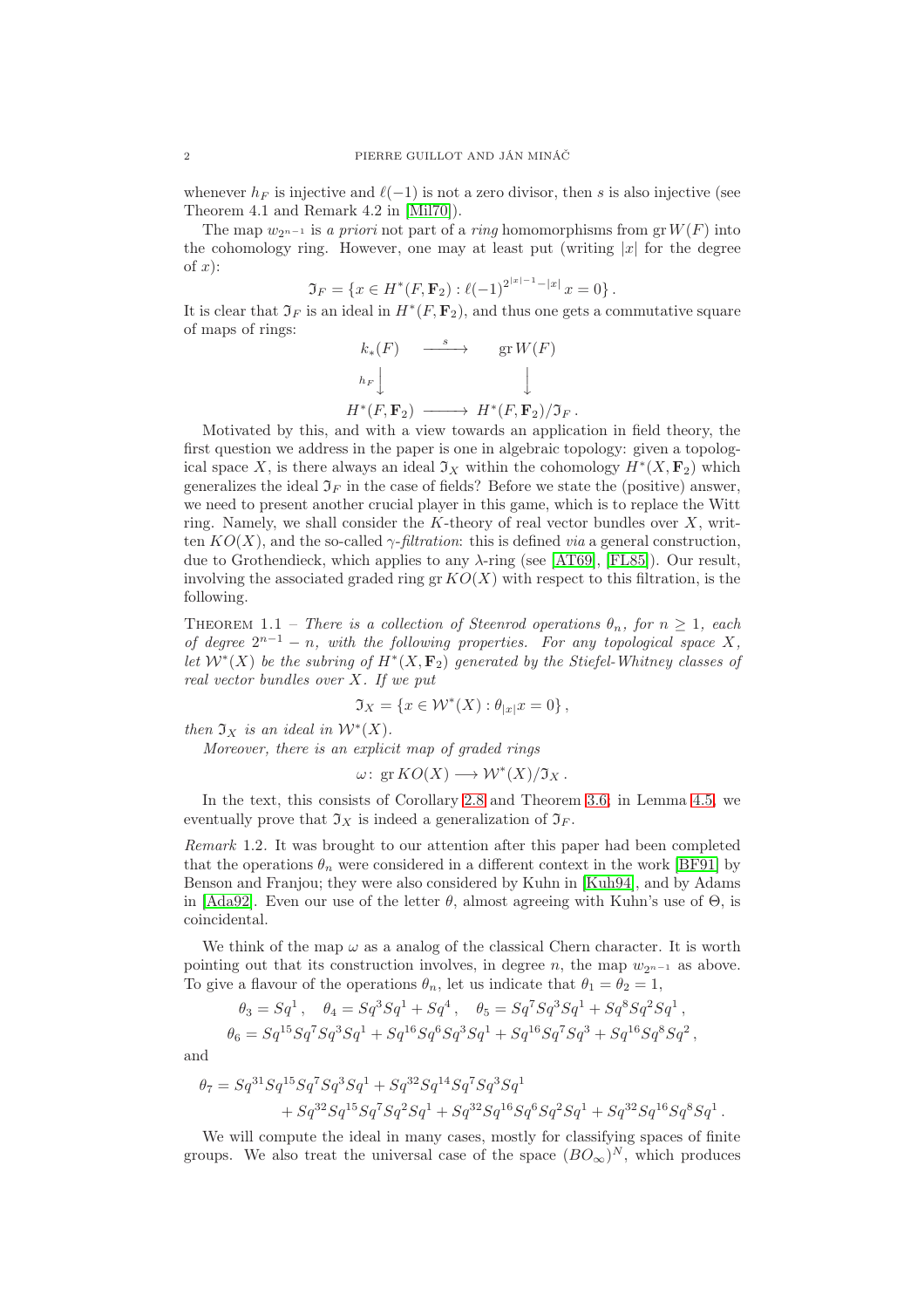whenever $h_F$ is injective and $\ell(-1)$ is not a zero divisor, then $s$ is also injective (see Theorem 4.1 and Remark 4.2 in [Mil70]).

The map $w_{2^{n-1}}$ is *a priori* not part of a *ring* homomorphisms from $\operatorname{gr} W(F)$ into the cohomology ring. However, one may at least put (writing $|x|$ for the degree of $x$):

$$\mathfrak{I}_F = \{x \in H^*(F, \mathbf{F}_2) : \ell(-1)^{2^{|x|-1}-|x|}\, x = 0\}\,.$$

It is clear that $\mathfrak{I}_F$ is an ideal in $H^*(F, \mathbf{F}_2)$, and thus one gets a commutative square of maps of rings:

$$\begin{array}{ccc} k_*(F) & \xrightarrow{\quad s \quad} & \operatorname{gr} W(F) \\ {\scriptstyle h_F}\big\downarrow & & \big\downarrow \\ H^*(F, \mathbf{F}_2) & \longrightarrow & H^*(F, \mathbf{F}_2)/\mathfrak{I}_F\,. \end{array}$$

Motivated by this, and with a view towards an application in field theory, the first question we address in the paper is one in algebraic topology: given a topological space $X$, is there always an ideal $\mathfrak{I}_X$ within the cohomology $H^*(X, \mathbf{F}_2)$ which generalizes the ideal $\mathfrak{I}_F$ in the case of fields? Before we state the (positive) answer, we need to present another crucial player in this game, which is to replace the Witt ring. Namely, we shall consider the $K$-theory of real vector bundles over $X$, written $KO(X)$, and the so-called $\gamma$-*filtration*: this is defined *via* a general construction, due to Grothendieck, which applies to any $\lambda$-ring (see [AT69], [FL85]). Our result, involving the associated graded ring $\operatorname{gr} KO(X)$ with respect to this filtration, is the following.

Theorem 1.1 – *There is a collection of Steenrod operations $\theta_n$, for $n \geq 1$, each of degree $2^{n-1} - n$, with the following properties. For any topological space $X$, let $\mathcal{W}^*(X)$ be the subring of $H^*(X, \mathbf{F}_2)$ generated by the Stiefel-Whitney classes of real vector bundles over $X$. If we put*

$$\mathfrak{I}_X = \{x \in \mathcal{W}^*(X) : \theta_{|x|} x = 0\}\,,$$

*then $\mathfrak{I}_X$ is an ideal in $\mathcal{W}^*(X)$.*

*Moreover, there is an explicit map of graded rings*

$$\omega\colon \operatorname{gr} KO(X) \longrightarrow \mathcal{W}^*(X)/\mathfrak{I}_X\,.$$

In the text, this consists of Corollary 2.8 and Theorem 3.6; in Lemma 4.5, we eventually prove that $\mathfrak{I}_X$ is indeed a generalization of $\mathfrak{I}_F$.

*Remark* 1.2. It was brought to our attention after this paper had been completed that the operations $\theta_n$ were considered in a different context in the work [BF91] by Benson and Franjou; they were also considered by Kuhn in [Kuh94], and by Adams in [Ada92]. Even our use of the letter $\theta$, almost agreeing with Kuhn's use of $\Theta$, is coincidental.

We think of the map $\omega$ as a analog of the classical Chern character. It is worth pointing out that its construction involves, in degree $n$, the map $w_{2^{n-1}}$ as above. To give a flavour of the operations $\theta_n$, let us indicate that $\theta_1 = \theta_2 = 1$,

$$\theta_3 = Sq^1\,, \quad \theta_4 = Sq^3Sq^1 + Sq^4\,, \quad \theta_5 = Sq^7Sq^3Sq^1 + Sq^8Sq^2Sq^1\,,$$
$$\theta_6 = Sq^{15}Sq^7Sq^3Sq^1 + Sq^{16}Sq^6Sq^3Sq^1 + Sq^{16}Sq^7Sq^3 + Sq^{16}Sq^8Sq^2\,,$$

and

$$\begin{aligned}\theta_7 = {} & Sq^{31}Sq^{15}Sq^7Sq^3Sq^1 + Sq^{32}Sq^{14}Sq^7Sq^3Sq^1 \\ & + Sq^{32}Sq^{15}Sq^7Sq^2Sq^1 + Sq^{32}Sq^{16}Sq^6Sq^2Sq^1 + Sq^{32}Sq^{16}Sq^8Sq^1\,.\end{aligned}$$

We will compute the ideal in many cases, mostly for classifying spaces of finite groups. We also treat the universal case of the space $(BO_\infty)^N$, which produces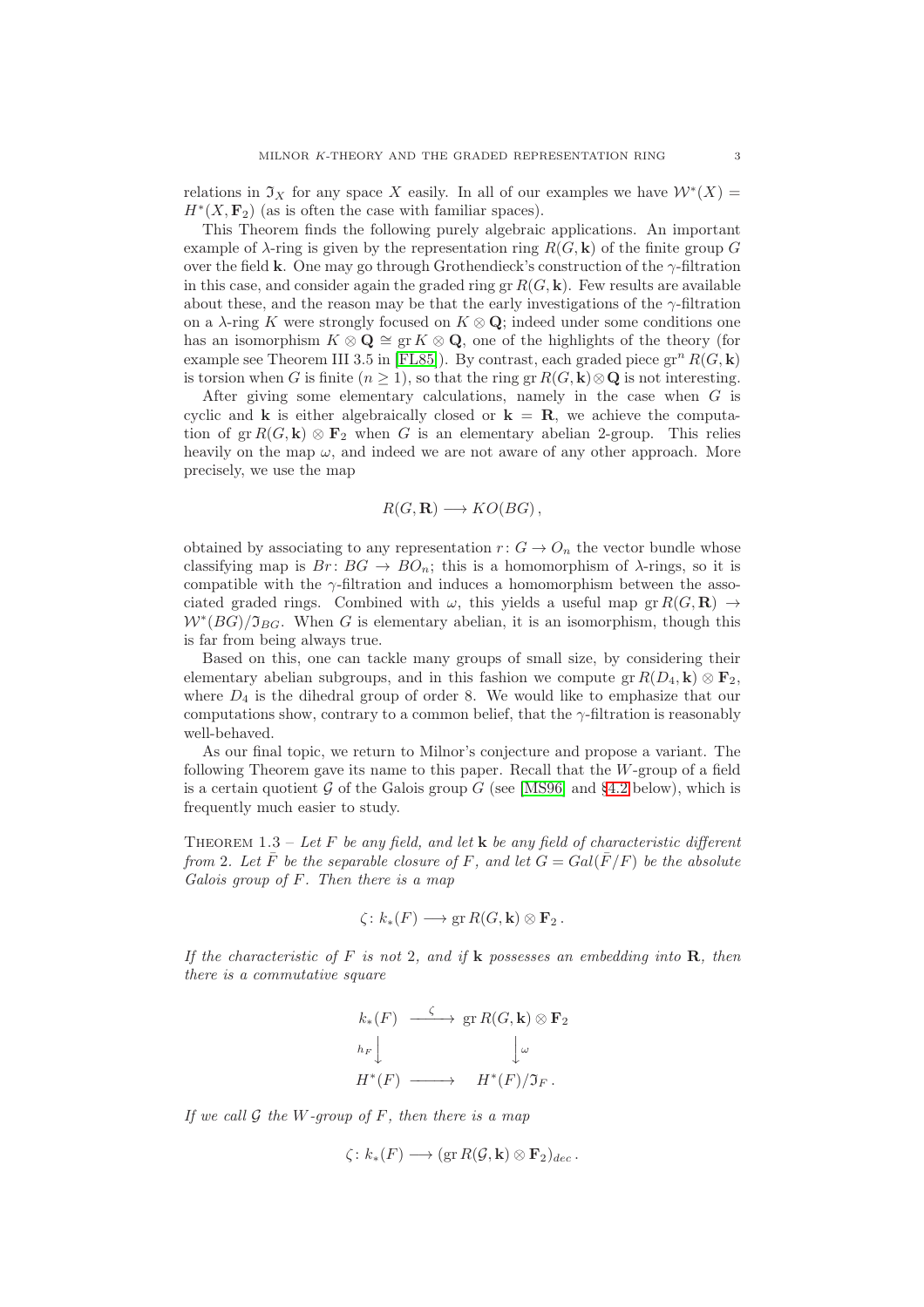relations in $\mathfrak{I}_X$ for any space $X$ easily. In all of our examples we have $\mathcal{W}^*(X) = H^*(X, \mathbf{F}_2)$ (as is often the case with familiar spaces).

This Theorem finds the following purely algebraic applications. An important example of $\lambda$-ring is given by the representation ring $R(G, \mathbf{k})$ of the finite group $G$ over the field $\mathbf{k}$. One may go through Grothendieck's construction of the $\gamma$-filtration in this case, and consider again the graded ring $\operatorname{gr} R(G, \mathbf{k})$. Few results are available about these, and the reason may be that the early investigations of the $\gamma$-filtration on a $\lambda$-ring $K$ were strongly focused on $K \otimes \mathbf{Q}$; indeed under some conditions one has an isomorphism $K \otimes \mathbf{Q} \cong \operatorname{gr} K \otimes \mathbf{Q}$, one of the highlights of the theory (for example see Theorem III 3.5 in [FL85]). By contrast, each graded piece $\operatorname{gr}^n R(G, \mathbf{k})$ is torsion when $G$ is finite ($n \geq 1$), so that the ring $\operatorname{gr} R(G, \mathbf{k}) \otimes \mathbf{Q}$ is not interesting.

After giving some elementary calculations, namely in the case when $G$ is cyclic and $\mathbf{k}$ is either algebraically closed or $\mathbf{k} = \mathbf{R}$, we achieve the computation of $\operatorname{gr} R(G, \mathbf{k}) \otimes \mathbf{F}_2$ when $G$ is an elementary abelian 2-group. This relies heavily on the map $\omega$, and indeed we are not aware of any other approach. More precisely, we use the map

$$R(G, \mathbf{R}) \longrightarrow KO(BG),$$

obtained by associating to any representation $r \colon G \to O_n$ the vector bundle whose classifying map is $Br \colon BG \to BO_n$; this is a homomorphism of $\lambda$-rings, so it is compatible with the $\gamma$-filtration and induces a homomorphism between the associated graded rings. Combined with $\omega$, this yields a useful map $\operatorname{gr} R(G, \mathbf{R}) \to \mathcal{W}^*(BG)/\mathfrak{I}_{BG}$. When $G$ is elementary abelian, it is an isomorphism, though this is far from being always true.

Based on this, one can tackle many groups of small size, by considering their elementary abelian subgroups, and in this fashion we compute $\operatorname{gr} R(D_4, \mathbf{k}) \otimes \mathbf{F}_2$, where $D_4$ is the dihedral group of order 8. We would like to emphasize that our computations show, contrary to a common belief, that the $\gamma$-filtration is reasonably well-behaved.

As our final topic, we return to Milnor's conjecture and propose a variant. The following Theorem gave its name to this paper. Recall that the $W$-group of a field is a certain quotient $\mathcal{G}$ of the Galois group $G$ (see [MS96] and §4.2 below), which is frequently much easier to study.

Theorem 1.3 – *Let $F$ be any field, and let $\mathbf{k}$ be any field of characteristic different from 2. Let $\bar{F}$ be the separable closure of $F$, and let $G = Gal(\bar{F}/F)$ be the absolute Galois group of $F$. Then there is a map*

$$\zeta \colon k_*(F) \longrightarrow \operatorname{gr} R(G, \mathbf{k}) \otimes \mathbf{F}_2 .$$

*If the characteristic of $F$ is not 2, and if $\mathbf{k}$ possesses an embedding into $\mathbf{R}$, then there is a commutative square*

$$\begin{array}{ccc} k_*(F) & \xrightarrow{\ \zeta\ } & \operatorname{gr} R(G, \mathbf{k}) \otimes \mathbf{F}_2 \\ {\scriptstyle h_F}\downarrow & & \downarrow{\scriptstyle \omega} \\ H^*(F) & \longrightarrow & H^*(F)/\mathfrak{I}_F . \end{array}$$

*If we call $\mathcal{G}$ the $W$-group of $F$, then there is a map*

$$\zeta \colon k_*(F) \longrightarrow (\operatorname{gr} R(\mathcal{G}, \mathbf{k}) \otimes \mathbf{F}_2)_{dec} .$$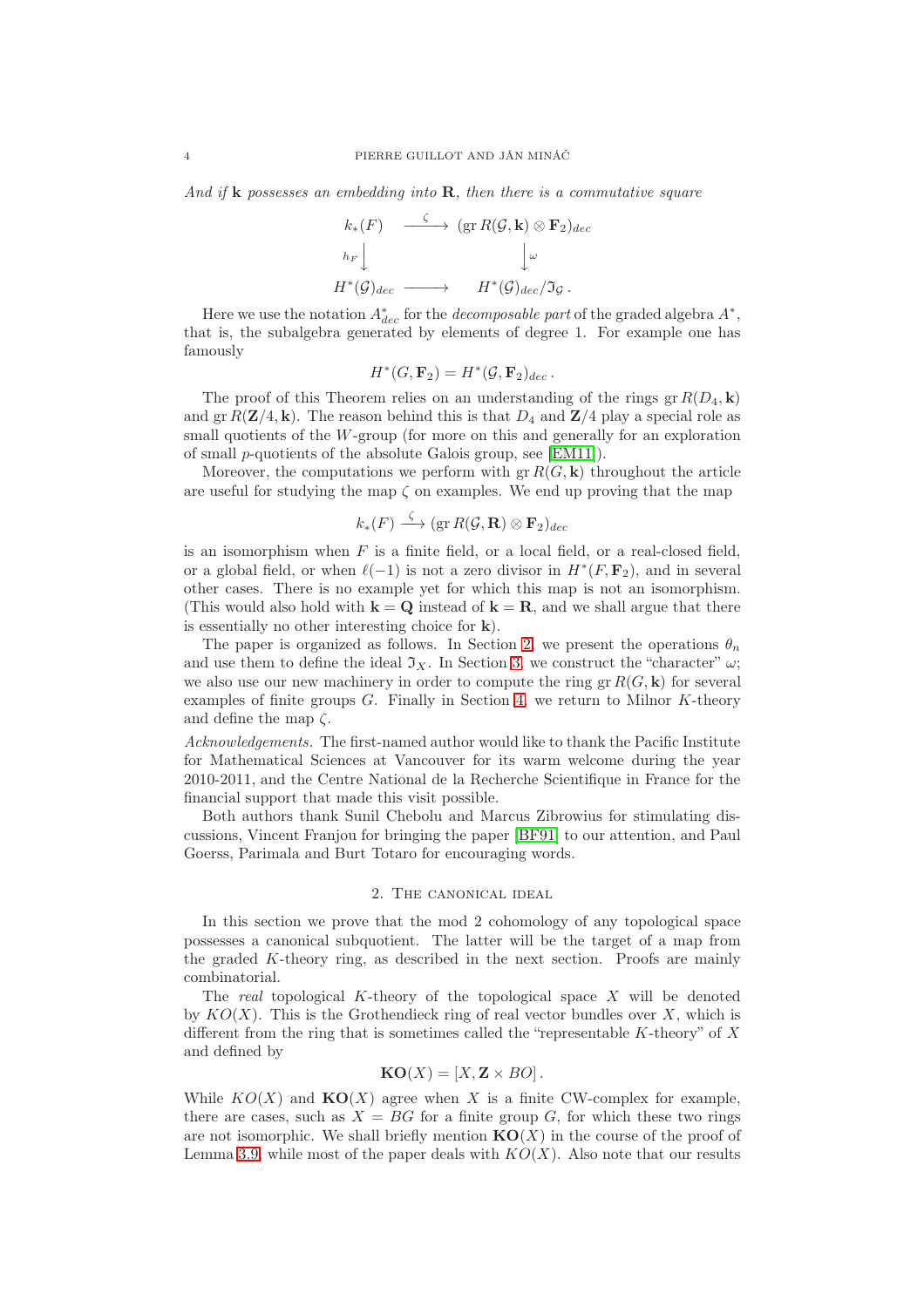*And if* $\mathbf{k}$ *possesses an embedding into* $\mathbf{R}$*, then there is a commutative square*

$$\begin{array}{ccc} k_*(F) & \xrightarrow{\zeta} & (\mathrm{gr}\, R(\mathcal{G}, \mathbf{k}) \otimes \mathbf{F}_2)_{dec} \\ {\scriptstyle h_F}\downarrow & & \downarrow{\scriptstyle \omega} \\ H^*(\mathcal{G})_{dec} & \longrightarrow & H^*(\mathcal{G})_{dec}/\mathfrak{I}_{\mathcal{G}} \,. \end{array}$$

Here we use the notation $A^*_{dec}$ for the *decomposable part* of the graded algebra $A^*$, that is, the subalgebra generated by elements of degree 1. For example one has famously

$$H^*(G, \mathbf{F}_2) = H^*(\mathcal{G}, \mathbf{F}_2)_{dec} \,.$$

The proof of this Theorem relies on an understanding of the rings $\mathrm{gr}\, R(D_4, \mathbf{k})$ and $\mathrm{gr}\, R(\mathbf{Z}/4, \mathbf{k})$. The reason behind this is that $D_4$ and $\mathbf{Z}/4$ play a special role as small quotients of the $W$-group (for more on this and generally for an exploration of small $p$-quotients of the absolute Galois group, see [EM11]).

Moreover, the computations we perform with $\mathrm{gr}\, R(G, \mathbf{k})$ throughout the article are useful for studying the map $\zeta$ on examples. We end up proving that the map

$$k_*(F) \xrightarrow{\zeta} (\mathrm{gr}\, R(\mathcal{G}, \mathbf{R}) \otimes \mathbf{F}_2)_{dec}$$

is an isomorphism when $F$ is a finite field, or a local field, or a real-closed field, or a global field, or when $\ell(-1)$ is not a zero divisor in $H^*(F, \mathbf{F}_2)$, and in several other cases. There is no example yet for which this map is not an isomorphism. (This would also hold with $\mathbf{k} = \mathbf{Q}$ instead of $\mathbf{k} = \mathbf{R}$, and we shall argue that there is essentially no other interesting choice for $\mathbf{k}$).

The paper is organized as follows. In Section 2, we present the operations $\theta_n$ and use them to define the ideal $\mathfrak{I}_X$. In Section 3, we construct the "character" $\omega$; we also use our new machinery in order to compute the ring $\mathrm{gr}\, R(G, \mathbf{k})$ for several examples of finite groups $G$. Finally in Section 4, we return to Milnor $K$-theory and define the map $\zeta$.

*Acknowledgements.* The first-named author would like to thank the Pacific Institute for Mathematical Sciences at Vancouver for its warm welcome during the year 2010-2011, and the Centre National de la Recherche Scientifique in France for the financial support that made this visit possible.

Both authors thank Sunil Chebolu and Marcus Zibrowius for stimulating discussions, Vincent Franjou for bringing the paper [BF91] to our attention, and Paul Goerss, Parimala and Burt Totaro for encouraging words.

## 2. The canonical ideal

In this section we prove that the mod 2 cohomology of any topological space possesses a canonical subquotient. The latter will be the target of a map from the graded $K$-theory ring, as described in the next section. Proofs are mainly combinatorial.

The *real* topological $K$-theory of the topological space $X$ will be denoted by $KO(X)$. This is the Grothendieck ring of real vector bundles over $X$, which is different from the ring that is sometimes called the "representable $K$-theory" of $X$ and defined by

$$\mathbf{KO}(X) = [X, \mathbf{Z} \times BO] \,.$$

While $KO(X)$ and $\mathbf{KO}(X)$ agree when $X$ is a finite CW-complex for example, there are cases, such as $X = BG$ for a finite group $G$, for which these two rings are not isomorphic. We shall briefly mention $\mathbf{KO}(X)$ in the course of the proof of Lemma 3.9, while most of the paper deals with $KO(X)$. Also note that our results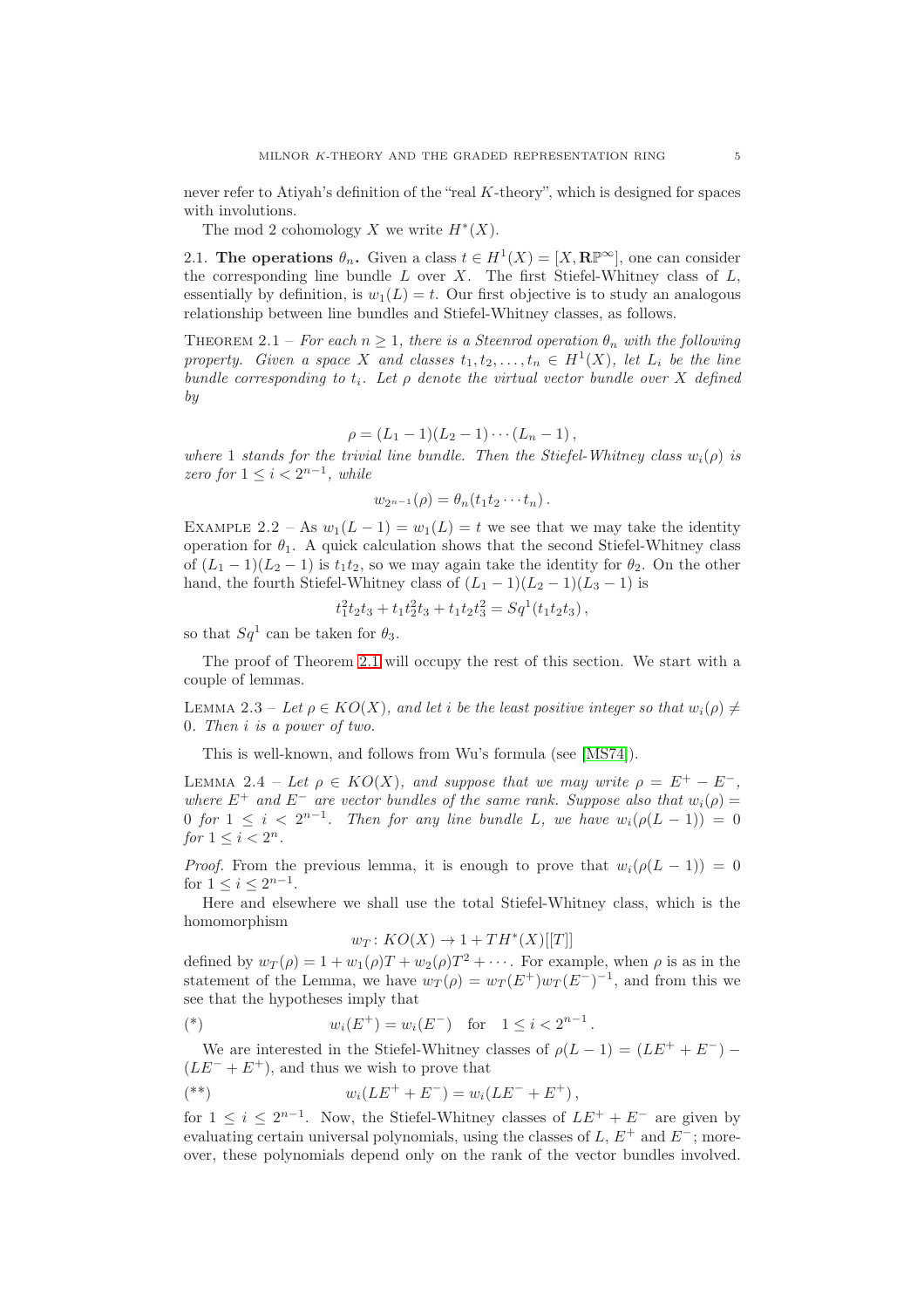never refer to Atiyah's definition of the "real $K$-theory", which is designed for spaces with involutions.

The mod 2 cohomology $X$ we write $H^*(X)$.

**2.1. The operations $\theta_n$.** Given a class $t \in H^1(X) = [X, \mathbf{R}\mathbb{P}^\infty]$, one can consider the corresponding line bundle $L$ over $X$. The first Stiefel-Whitney class of $L$, essentially by definition, is $w_1(L) = t$. Our first objective is to study an analogous relationship between line bundles and Stiefel-Whitney classes, as follows.

Theorem 2.1 – *For each $n \geq 1$, there is a Steenrod operation $\theta_n$ with the following property. Given a space $X$ and classes $t_1, t_2, \ldots, t_n \in H^1(X)$, let $L_i$ be the line bundle corresponding to $t_i$. Let $\rho$ denote the virtual vector bundle over $X$ defined by*

$$\rho = (L_1 - 1)(L_2 - 1) \cdots (L_n - 1)\,,$$

*where 1 stands for the trivial line bundle. Then the Stiefel-Whitney class $w_i(\rho)$ is zero for $1 \leq i < 2^{n-1}$, while*

$$w_{2^{n-1}}(\rho) = \theta_n(t_1 t_2 \cdots t_n)\,.$$

Example 2.2 – As $w_1(L-1) = w_1(L) = t$ we see that we may take the identity operation for $\theta_1$. A quick calculation shows that the second Stiefel-Whitney class of $(L_1 - 1)(L_2 - 1)$ is $t_1 t_2$, so we may again take the identity for $\theta_2$. On the other hand, the fourth Stiefel-Whitney class of $(L_1 - 1)(L_2 - 1)(L_3 - 1)$ is

$$t_1^2 t_2 t_3 + t_1 t_2^2 t_3 + t_1 t_2 t_3^2 = Sq^1(t_1 t_2 t_3)\,,$$

so that $Sq^1$ can be taken for $\theta_3$.

The proof of Theorem 2.1 will occupy the rest of this section. We start with a couple of lemmas.

Lemma 2.3 – *Let $\rho \in KO(X)$, and let $i$ be the least positive integer so that $w_i(\rho) \neq 0$. Then $i$ is a power of two.*

This is well-known, and follows from Wu's formula (see [MS74]).

Lemma 2.4 – *Let $\rho \in KO(X)$, and suppose that we may write $\rho = E^+ - E^-$, where $E^+$ and $E^-$ are vector bundles of the same rank. Suppose also that $w_i(\rho) = 0$ for $1 \leq i < 2^{n-1}$. Then for any line bundle $L$, we have $w_i(\rho(L-1)) = 0$ for $1 \leq i < 2^n$.*

*Proof.* From the previous lemma, it is enough to prove that $w_i(\rho(L-1)) = 0$ for $1 \leq i \leq 2^{n-1}$.

Here and elsewhere we shall use the total Stiefel-Whitney class, which is the homomorphism

$$w_T \colon KO(X) \to 1 + TH^*(X)[[T]]$$

defined by $w_T(\rho) = 1 + w_1(\rho)T + w_2(\rho)T^2 + \cdots$. For example, when $\rho$ is as in the statement of the Lemma, we have $w_T(\rho) = w_T(E^+) w_T(E^-)^{-1}$, and from this we see that the hypotheses imply that

$$(*) \qquad w_i(E^+) = w_i(E^-) \quad \text{for} \quad 1 \leq i < 2^{n-1}\,.$$

We are interested in the Stiefel-Whitney classes of $\rho(L-1) = (LE^+ + E^-) - (LE^- + E^+)$, and thus we wish to prove that

$$(**) \qquad w_i(LE^+ + E^-) = w_i(LE^- + E^+)\,,$$

for $1 \leq i \leq 2^{n-1}$. Now, the Stiefel-Whitney classes of $LE^+ + E^-$ are given by evaluating certain universal polynomials, using the classes of $L$, $E^+$ and $E^-$; moreover, these polynomials depend only on the rank of the vector bundles involved.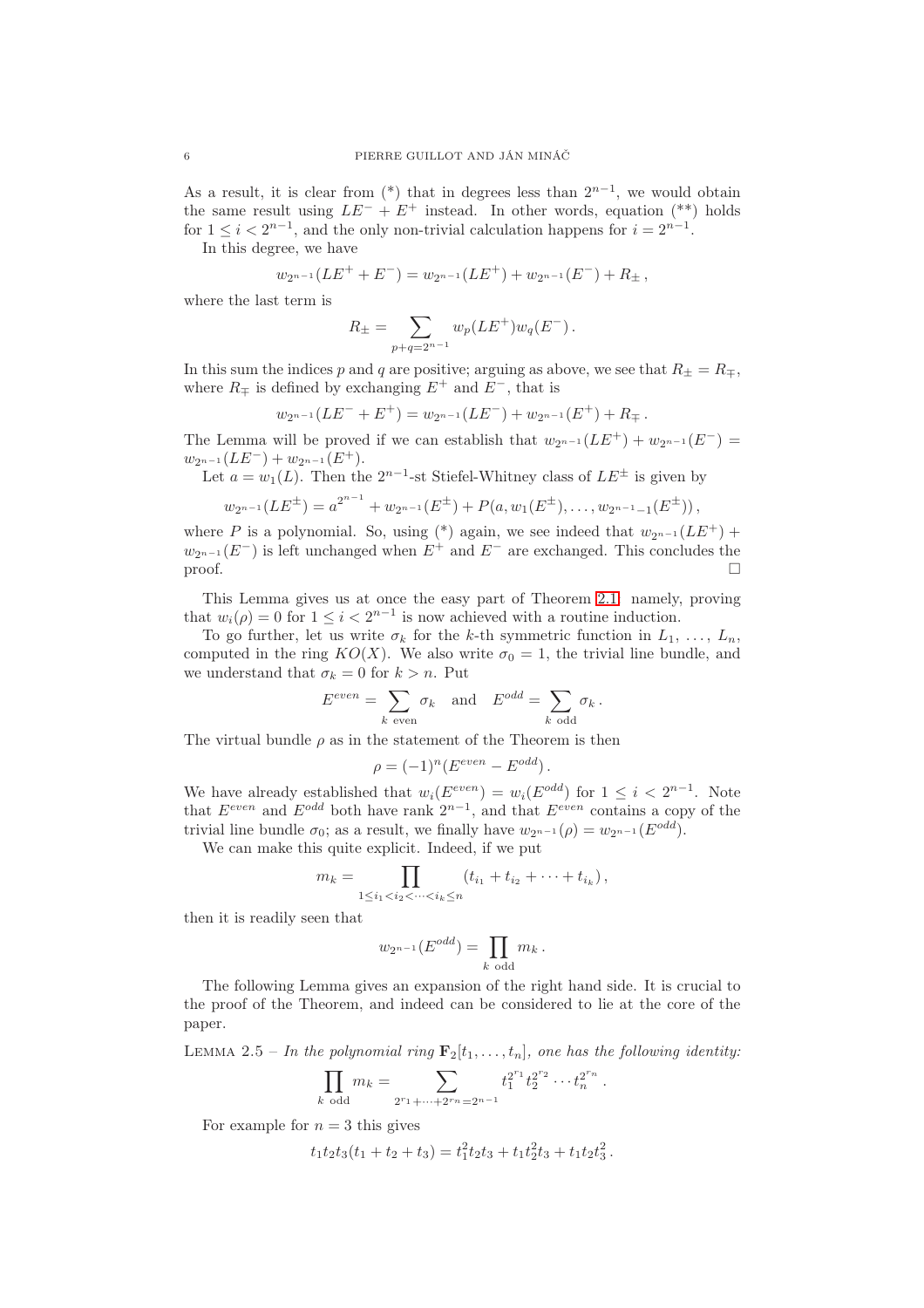As a result, it is clear from (*) that in degrees less than $2^{n-1}$, we would obtain the same result using $LE^- + E^+$ instead. In other words, equation (**) holds for $1 \leq i < 2^{n-1}$, and the only non-trivial calculation happens for $i = 2^{n-1}$.

In this degree, we have

$$w_{2^{n-1}}(LE^+ + E^-) = w_{2^{n-1}}(LE^+) + w_{2^{n-1}}(E^-) + R_\pm \,,$$

where the last term is

$$R_\pm = \sum_{p+q=2^{n-1}} w_p(LE^+) w_q(E^-) \,.$$

In this sum the indices $p$ and $q$ are positive; arguing as above, we see that $R_\pm = R_\mp$, where $R_\mp$ is defined by exchanging $E^+$ and $E^-$, that is

$$w_{2^{n-1}}(LE^- + E^+) = w_{2^{n-1}}(LE^-) + w_{2^{n-1}}(E^+) + R_\mp \,.$$

The Lemma will be proved if we can establish that $w_{2^{n-1}}(LE^+) + w_{2^{n-1}}(E^-) = w_{2^{n-1}}(LE^-) + w_{2^{n-1}}(E^+)$.

Let $a = w_1(L)$. Then the $2^{n-1}$-st Stiefel-Whitney class of $LE^\pm$ is given by

$$w_{2^{n-1}}(LE^\pm) = a^{2^{n-1}} + w_{2^{n-1}}(E^\pm) + P(a, w_1(E^\pm), \ldots, w_{2^{n-1}-1}(E^\pm)) \,,$$

where $P$ is a polynomial. So, using (*) again, we see indeed that $w_{2^{n-1}}(LE^+) + w_{2^{n-1}}(E^-)$ is left unchanged when $E^+$ and $E^-$ are exchanged. This concludes the proof. □

This Lemma gives us at once the easy part of Theorem 2.1, namely, proving that $w_i(\rho) = 0$ for $1 \leq i < 2^{n-1}$ is now achieved with a routine induction.

To go further, let us write $\sigma_k$ for the $k$-th symmetric function in $L_1, \ldots, L_n$, computed in the ring $KO(X)$. We also write $\sigma_0 = 1$, the trivial line bundle, and we understand that $\sigma_k = 0$ for $k > n$. Put

$$E^{even} = \sum_{k \text{ even}} \sigma_k \quad \text{and} \quad E^{odd} = \sum_{k \text{ odd}} \sigma_k \,.$$

The virtual bundle $\rho$ as in the statement of the Theorem is then

$$\rho = (-1)^n (E^{even} - E^{odd}) \,.$$

We have already established that $w_i(E^{even}) = w_i(E^{odd})$ for $1 \leq i < 2^{n-1}$. Note that $E^{even}$ and $E^{odd}$ both have rank $2^{n-1}$, and that $E^{even}$ contains a copy of the trivial line bundle $\sigma_0$; as a result, we finally have $w_{2^{n-1}}(\rho) = w_{2^{n-1}}(E^{odd})$.

We can make this quite explicit. Indeed, if we put

$$m_k = \prod_{1 \leq i_1 < i_2 < \cdots < i_k \leq n} (t_{i_1} + t_{i_2} + \cdots + t_{i_k}) \,,$$

then it is readily seen that

$$w_{2^{n-1}}(E^{odd}) = \prod_{k \text{ odd}} m_k \,.$$

The following Lemma gives an expansion of the right hand side. It is crucial to the proof of the Theorem, and indeed can be considered to lie at the core of the paper.

LEMMA 2.5 – *In the polynomial ring $\mathbf{F}_2[t_1, \ldots, t_n]$, one has the following identity:*

$$\prod_{k \text{ odd}} m_k = \sum_{2^{r_1} + \cdots + 2^{r_n} = 2^{n-1}} t_1^{2^{r_1}} t_2^{2^{r_2}} \cdots t_n^{2^{r_n}} \,.$$

For example for $n = 3$ this gives

$$t_1 t_2 t_3 (t_1 + t_2 + t_3) = t_1^2 t_2 t_3 + t_1 t_2^2 t_3 + t_1 t_2 t_3^2 \,.$$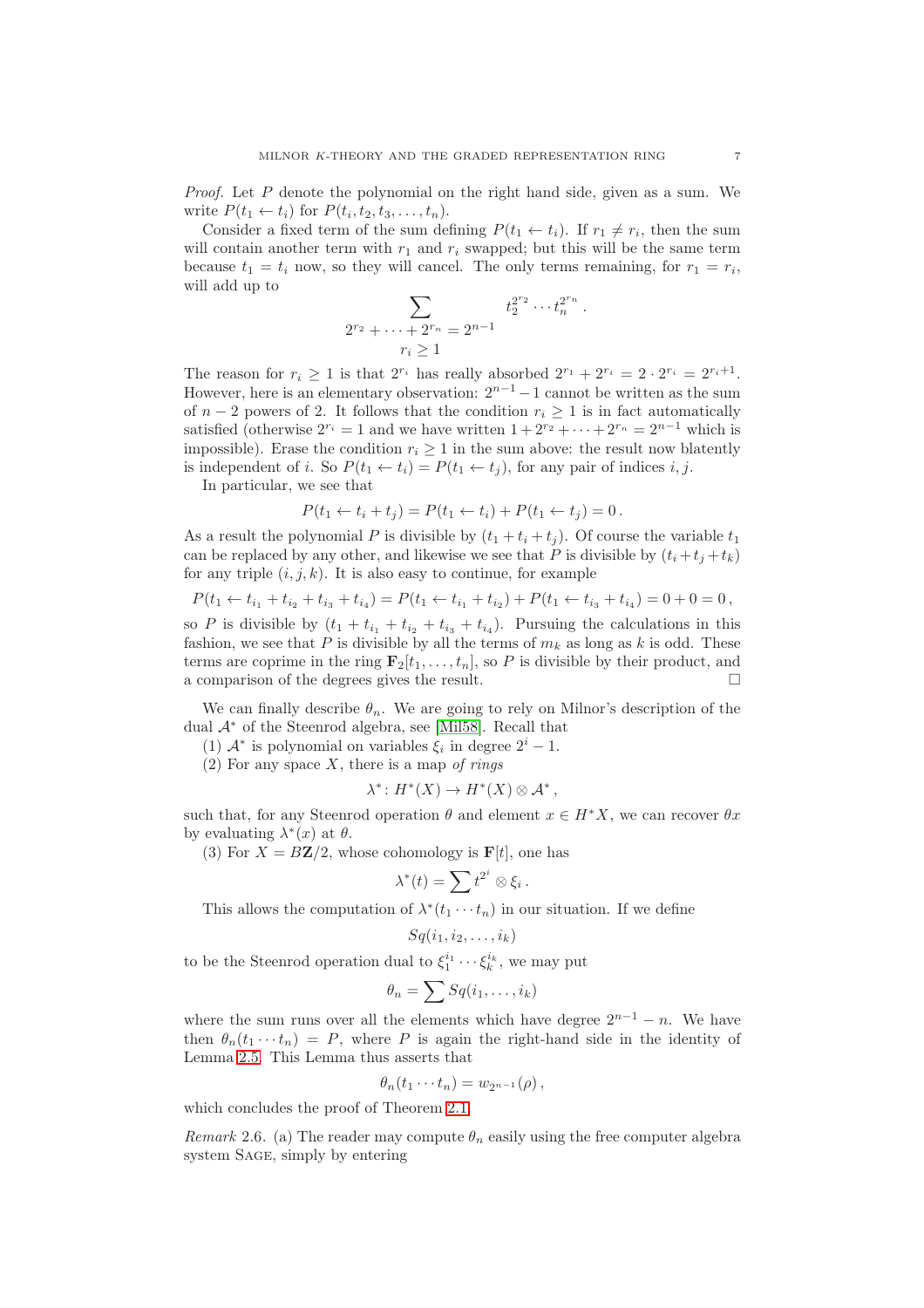*Proof.* Let $P$ denote the polynomial on the right hand side, given as a sum. We write $P(t_1 \leftarrow t_i)$ for $P(t_i, t_2, t_3, \ldots, t_n)$.

Consider a fixed term of the sum defining $P(t_1 \leftarrow t_i)$. If $r_1 \neq r_i$, then the sum will contain another term with $r_1$ and $r_i$ swapped; but this will be the same term because $t_1 = t_i$ now, so they will cancel. The only terms remaining, for $r_1 = r_i$, will add up to

$$\sum_{\substack{2^{r_2} + \cdots + 2^{r_n} = 2^{n-1} \\ r_i \geq 1}} t_2^{2^{r_2}} \cdots t_n^{2^{r_n}} .$$

The reason for $r_i \geq 1$ is that $2^{r_i}$ has really absorbed $2^{r_1} + 2^{r_i} = 2 \cdot 2^{r_i} = 2^{r_i+1}$. However, here is an elementary observation: $2^{n-1} - 1$ cannot be written as the sum of $n-2$ powers of 2. It follows that the condition $r_i \geq 1$ is in fact automatically satisfied (otherwise $2^{r_i} = 1$ and we have written $1 + 2^{r_2} + \cdots + 2^{r_n} = 2^{n-1}$ which is impossible). Erase the condition $r_i \geq 1$ in the sum above: the result now blatently is independent of $i$. So $P(t_1 \leftarrow t_i) = P(t_1 \leftarrow t_j)$, for any pair of indices $i, j$.

In particular, we see that

$$P(t_1 \leftarrow t_i + t_j) = P(t_1 \leftarrow t_i) + P(t_1 \leftarrow t_j) = 0 .$$

As a result the polynomial $P$ is divisible by $(t_1 + t_i + t_j)$. Of course the variable $t_1$ can be replaced by any other, and likewise we see that $P$ is divisible by $(t_i + t_j + t_k)$ for any triple $(i, j, k)$. It is also easy to continue, for example

$$P(t_1 \leftarrow t_{i_1} + t_{i_2} + t_{i_3} + t_{i_4}) = P(t_1 \leftarrow t_{i_1} + t_{i_2}) + P(t_1 \leftarrow t_{i_3} + t_{i_4}) = 0 + 0 = 0 ,$$

so $P$ is divisible by $(t_1 + t_{i_1} + t_{i_2} + t_{i_3} + t_{i_4})$. Pursuing the calculations in this fashion, we see that $P$ is divisible by all the terms of $m_k$ as long as $k$ is odd. These terms are coprime in the ring $\mathbf{F}_2[t_1, \ldots, t_n]$, so $P$ is divisible by their product, and a comparison of the degrees gives the result. □

We can finally describe $\theta_n$. We are going to rely on Milnor's description of the dual $\mathcal{A}^*$ of the Steenrod algebra, see [Mil58]. Recall that

(1) $\mathcal{A}^*$ is polynomial on variables $\xi_i$ in degree $2^i - 1$.

(2) For any space $X$, there is a map *of rings*

$$\lambda^* \colon H^*(X) \to H^*(X) \otimes \mathcal{A}^* ,$$

such that, for any Steenrod operation $\theta$ and element $x \in H^*X$, we can recover $\theta x$ by evaluating $\lambda^*(x)$ at $\theta$.

(3) For $X = B\mathbf{Z}/2$, whose cohomology is $\mathbf{F}[t]$, one has

$$\lambda^*(t) = \sum t^{2^i} \otimes \xi_i .$$

This allows the computation of $\lambda^*(t_1 \cdots t_n)$ in our situation. If we define

$$Sq(i_1, i_2, \ldots, i_k)$$

to be the Steenrod operation dual to $\xi_1^{i_1} \cdots \xi_k^{i_k}$, we may put

$$\theta_n = \sum Sq(i_1, \ldots, i_k)$$

where the sum runs over all the elements which have degree $2^{n-1} - n$. We have then $\theta_n(t_1 \cdots t_n) = P$, where $P$ is again the right-hand side in the identity of Lemma 2.5. This Lemma thus asserts that

$$\theta_n(t_1 \cdots t_n) = w_{2^{n-1}}(\rho) ,$$

which concludes the proof of Theorem 2.1.

*Remark* 2.6. (a) The reader may compute $\theta_n$ easily using the free computer algebra system Sage, simply by entering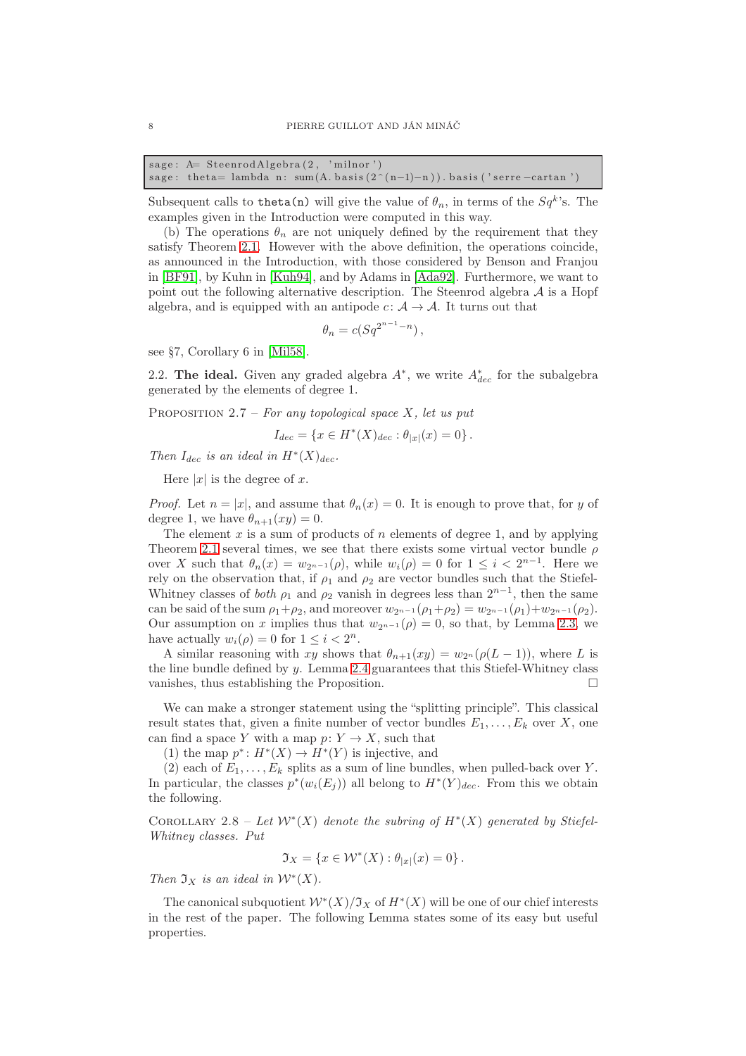```
sage: A= SteenrodAlgebra(2, 'milnor')
sage: theta= lambda n: sum(A.basis(2^(n-1)-n)).basis('serre-cartan')
```

Subsequent calls to `theta(n)` will give the value of $\theta_n$, in terms of the $Sq^k$'s. The examples given in the Introduction were computed in this way.

(b) The operations $\theta_n$ are not uniquely defined by the requirement that they satisfy Theorem 2.1. However with the above definition, the operations coincide, as announced in the Introduction, with those considered by Benson and Franjou in [BF91], by Kuhn in [Kuh94], and by Adams in [Ada92]. Furthermore, we want to point out the following alternative description. The Steenrod algebra $\mathcal{A}$ is a Hopf algebra, and is equipped with an antipode $c\colon \mathcal{A} \to \mathcal{A}$. It turns out that

$$\theta_n = c(Sq^{2^{n-1}-n}),$$

see §7, Corollary 6 in [Mil58].

2.2. **The ideal.** Given any graded algebra $A^*$, we write $A^*_{dec}$ for the subalgebra generated by the elements of degree 1.

Proposition 2.7 – *For any topological space $X$, let us put*

$$I_{dec} = \{x \in H^*(X)_{dec} : \theta_{|x|}(x) = 0\}.$$

*Then $I_{dec}$ is an ideal in $H^*(X)_{dec}$.*

Here $|x|$ is the degree of $x$.

*Proof.* Let $n = |x|$, and assume that $\theta_n(x) = 0$. It is enough to prove that, for $y$ of degree 1, we have $\theta_{n+1}(xy) = 0$.

The element $x$ is a sum of products of $n$ elements of degree 1, and by applying Theorem 2.1 several times, we see that there exists some virtual vector bundle $\rho$ over $X$ such that $\theta_n(x) = w_{2^{n-1}}(\rho)$, while $w_i(\rho) = 0$ for $1 \le i < 2^{n-1}$. Here we rely on the observation that, if $\rho_1$ and $\rho_2$ are vector bundles such that the Stiefel-Whitney classes of *both* $\rho_1$ and $\rho_2$ vanish in degrees less than $2^{n-1}$, then the same can be said of the sum $\rho_1+\rho_2$, and moreover $w_{2^{n-1}}(\rho_1+\rho_2) = w_{2^{n-1}}(\rho_1)+w_{2^{n-1}}(\rho_2)$. Our assumption on $x$ implies thus that $w_{2^{n-1}}(\rho) = 0$, so that, by Lemma 2.3, we have actually $w_i(\rho) = 0$ for $1 \le i < 2^n$.

A similar reasoning with $xy$ shows that $\theta_{n+1}(xy) = w_{2^n}(\rho(L-1))$, where $L$ is the line bundle defined by $y$. Lemma 2.4 guarantees that this Stiefel-Whitney class vanishes, thus establishing the Proposition. □

We can make a stronger statement using the "splitting principle". This classical result states that, given a finite number of vector bundles $E_1, \ldots, E_k$ over $X$, one can find a space $Y$ with a map $p\colon Y \to X$, such that

(1) the map $p^*\colon H^*(X) \to H^*(Y)$ is injective, and

(2) each of $E_1, \ldots, E_k$ splits as a sum of line bundles, when pulled-back over $Y$.

In particular, the classes $p^*(w_i(E_j))$ all belong to $H^*(Y)_{dec}$. From this we obtain the following.

Corollary 2.8 – *Let $\mathcal{W}^*(X)$ denote the subring of $H^*(X)$ generated by Stiefel-Whitney classes. Put*

$$\mathfrak{I}_X = \{x \in \mathcal{W}^*(X) : \theta_{|x|}(x) = 0\}.$$

*Then $\mathfrak{I}_X$ is an ideal in $\mathcal{W}^*(X)$.*

The canonical subquotient $\mathcal{W}^*(X)/\mathfrak{I}_X$ of $H^*(X)$ will be one of our chief interests in the rest of the paper. The following Lemma states some of its easy but useful properties.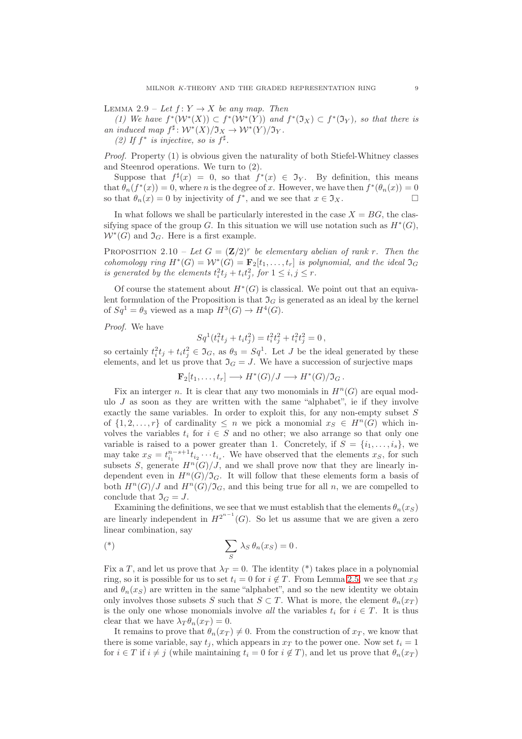Lemma 2.9 – *Let $f\colon Y \to X$ be any map. Then*

*(1) We have $f^*(\mathcal{W}^*(X)) \subset f^*(\mathcal{W}^*(Y))$ and $f^*(\mathfrak{I}_X) \subset f^*(\mathfrak{I}_Y)$, so that there is an induced map $f^\sharp\colon \mathcal{W}^*(X)/\mathfrak{I}_X \to \mathcal{W}^*(Y)/\mathfrak{I}_Y$.*

*(2) If $f^*$ is injective, so is $f^\sharp$.*

*Proof.* Property (1) is obvious given the naturality of both Stiefel-Whitney classes and Steenrod operations. We turn to (2).

Suppose that $f^\sharp(x) = 0$, so that $f^*(x) \in \mathfrak{I}_Y$. By definition, this means that $\theta_n(f^*(x)) = 0$, where $n$ is the degree of $x$. However, we have then $f^*(\theta_n(x)) = 0$ so that $\theta_n(x) = 0$ by injectivity of $f^*$, and we see that $x \in \mathfrak{I}_X$. □

In what follows we shall be particularly interested in the case $X = BG$, the classifying space of the group $G$. In this situation we will use notation such as $H^*(G)$, $\mathcal{W}^*(G)$ and $\mathfrak{I}_G$. Here is a first example.

Proposition 2.10 – *Let $G = (\mathbf{Z}/2)^r$ be elementary abelian of rank $r$. Then the cohomology ring $H^*(G) = \mathcal{W}^*(G) = \mathbf{F}_2[t_1, \ldots, t_r]$ is polynomial, and the ideal $\mathfrak{I}_G$ is generated by the elements $t_i^2 t_j + t_i t_j^2$, for $1 \le i, j \le r$.*

Of course the statement about $H^*(G)$ is classical. We point out that an equivalent formulation of the Proposition is that $\mathfrak{I}_G$ is generated as an ideal by the kernel of $Sq^1 = \theta_3$ viewed as a map $H^3(G) \to H^4(G)$.

*Proof.* We have

$$Sq^1(t_i^2 t_j + t_i t_j^2) = t_i^2 t_j^2 + t_i^2 t_j^2 = 0\,,$$

so certainly $t_i^2 t_j + t_i t_j^2 \in \mathfrak{I}_G$, as $\theta_3 = Sq^1$. Let $J$ be the ideal generated by these elements, and let us prove that $\mathfrak{I}_G = J$. We have a succession of surjective maps

$$\mathbf{F}_2[t_1, \ldots, t_r] \longrightarrow H^*(G)/J \longrightarrow H^*(G)/\mathfrak{I}_G\,.$$

Fix an interger $n$. It is clear that any two monomials in $H^n(G)$ are equal modulo $J$ as soon as they are written with the same "alphabet", ie if they involve exactly the same variables. In order to exploit this, for any non-empty subset $S$ of $\{1, 2, \ldots, r\}$ of cardinality $\le n$ we pick a monomial $x_S \in H^n(G)$ which involves the variables $t_i$ for $i \in S$ and no other; we also arrange so that only one variable is raised to a power greater than 1. Concretely, if $S = \{i_1, \ldots, i_s\}$, we may take $x_S = t_{i_1}^{n-s+1} t_{i_2} \cdots t_{i_s}$. We have observed that the elements $x_S$, for such subsets $S$, generate $H^n(G)/J$, and we shall prove now that they are linearly independent even in $H^n(G)/\mathfrak{I}_G$. It will follow that these elements form a basis of both $H^n(G)/J$ and $H^n(G)/\mathfrak{I}_G$, and this being true for all $n$, we are compelled to conclude that $\mathfrak{I}_G = J$.

Examining the definitions, we see that we must establish that the elements $\theta_n(x_S)$ are linearly independent in $H^{2^{n-1}}(G)$. So let us assume that we are given a zero linear combination, say

$$(*) \qquad \sum_S \lambda_S\, \theta_n(x_S) = 0\,.$$

Fix a $T$, and let us prove that $\lambda_T = 0$. The identity (*) takes place in a polynomial ring, so it is possible for us to set $t_i = 0$ for $i \notin T$. From Lemma 2.5, we see that $x_S$ and $\theta_n(x_S)$ are written in the same "alphabet", and so the new identity we obtain only involves those subsets $S$ such that $S \subset T$. What is more, the element $\theta_n(x_T)$ is the only one whose monomials involve *all* the variables $t_i$ for $i \in T$. It is thus clear that we have $\lambda_T \theta_n(x_T) = 0$.

It remains to prove that $\theta_n(x_T) \neq 0$. From the construction of $x_T$, we know that there is some variable, say $t_j$, which appears in $x_T$ to the power one. Now set $t_i = 1$ for $i \in T$ if $i \neq j$ (while maintaining $t_i = 0$ for $i \notin T$), and let us prove that $\theta_n(x_T)$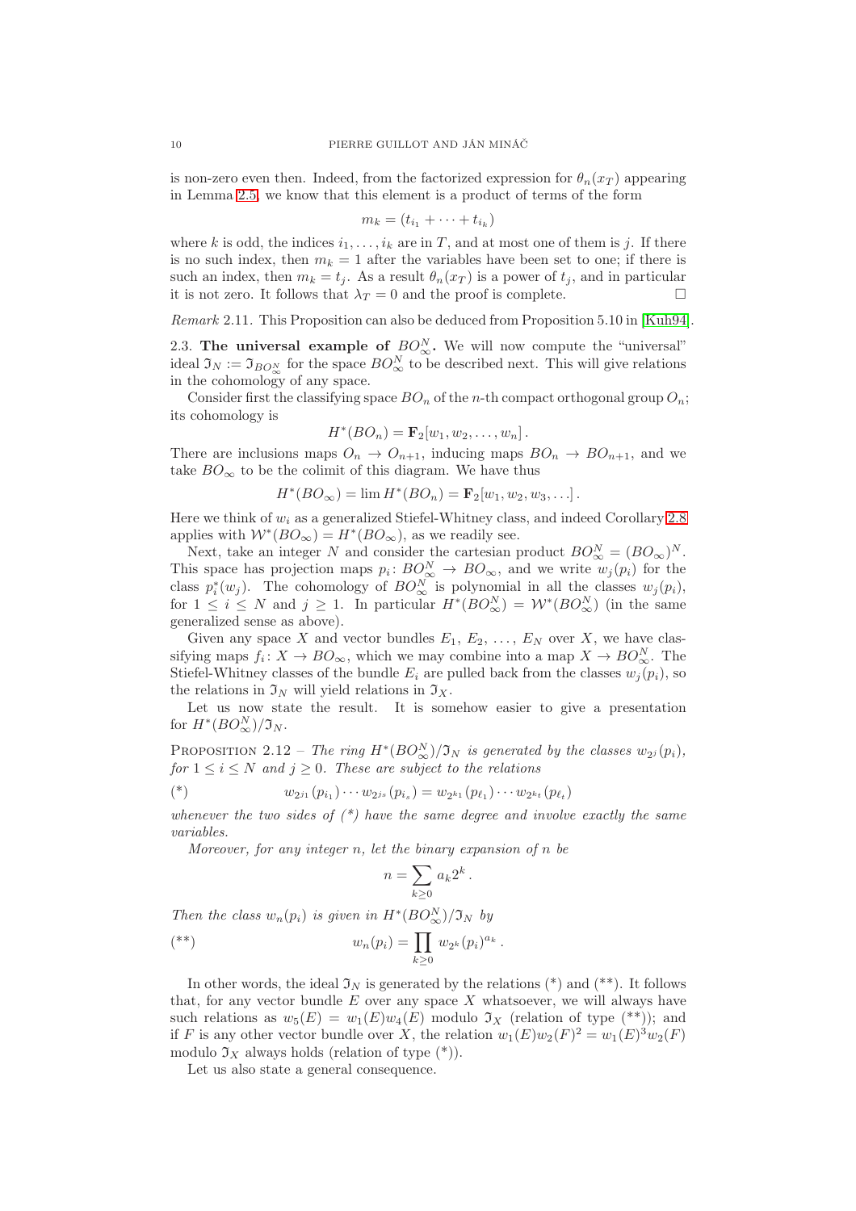is non-zero even then. Indeed, from the factorized expression for $\theta_n(x_T)$ appearing in Lemma 2.5, we know that this element is a product of terms of the form

$$m_k = (t_{i_1} + \cdots + t_{i_k})$$

where $k$ is odd, the indices $i_1, \ldots, i_k$ are in $T$, and at most one of them is $j$. If there is no such index, then $m_k = 1$ after the variables have been set to one; if there is such an index, then $m_k = t_j$. As a result $\theta_n(x_T)$ is a power of $t_j$, and in particular it is not zero. It follows that $\lambda_T = 0$ and the proof is complete. □

*Remark* 2.11. This Proposition can also be deduced from Proposition 5.10 in [Kuh94].

2.3. **The universal example of $BO_\infty^N$.** We will now compute the "universal" ideal $\mathfrak{I}_N := \mathfrak{I}_{BO_\infty^N}$ for the space $BO_\infty^N$ to be described next. This will give relations in the cohomology of any space.

Consider first the classifying space $BO_n$ of the $n$-th compact orthogonal group $O_n$; its cohomology is

$$H^*(BO_n) = \mathbf{F}_2[w_1, w_2, \ldots, w_n] .$$

There are inclusions maps $O_n \to O_{n+1}$, inducing maps $BO_n \to BO_{n+1}$, and we take $BO_\infty$ to be the colimit of this diagram. We have thus

$$H^*(BO_\infty) = \lim H^*(BO_n) = \mathbf{F}_2[w_1, w_2, w_3, \ldots] .$$

Here we think of $w_i$ as a generalized Stiefel-Whitney class, and indeed Corollary 2.8 applies with $\mathcal{W}^*(BO_\infty) = H^*(BO_\infty)$, as we readily see.

Next, take an integer $N$ and consider the cartesian product $BO_\infty^N = (BO_\infty)^N$. This space has projection maps $p_i\colon BO_\infty^N \to BO_\infty$, and we write $w_j(p_i)$ for the class $p_i^*(w_j)$. The cohomology of $BO_\infty^N$ is polynomial in all the classes $w_j(p_i)$, for $1 \leq i \leq N$ and $j \geq 1$. In particular $H^*(BO_\infty^N) = \mathcal{W}^*(BO_\infty^N)$ (in the same generalized sense as above).

Given any space $X$ and vector bundles $E_1, E_2, \ldots, E_N$ over $X$, we have classifying maps $f_i\colon X \to BO_\infty$, which we may combine into a map $X \to BO_\infty^N$. The Stiefel-Whitney classes of the bundle $E_i$ are pulled back from the classes $w_j(p_i)$, so the relations in $\mathfrak{I}_N$ will yield relations in $\mathfrak{I}_X$.

Let us now state the result. It is somehow easier to give a presentation for $H^*(BO_\infty^N)/\mathfrak{I}_N$.

Proposition 2.12 – *The ring $H^*(BO_\infty^N)/\mathfrak{I}_N$ is generated by the classes $w_{2^j}(p_i)$, for $1 \leq i \leq N$ and $j \geq 0$. These are subject to the relations*

$$(*) \qquad w_{2^{j_1}}(p_{i_1}) \cdots w_{2^{j_s}}(p_{i_s}) = w_{2^{k_1}}(p_{\ell_1}) \cdots w_{2^{k_t}}(p_{\ell_t})$$

*whenever the two sides of (\*) have the same degree and involve exactly the same variables.*

*Moreover, for any integer $n$, let the binary expansion of $n$ be*

$$n = \sum_{k \geq 0} a_k 2^k .$$

*Then the class $w_n(p_i)$ is given in $H^*(BO_\infty^N)/\mathfrak{I}_N$ by*

$$(**) \qquad w_n(p_i) = \prod_{k \geq 0} w_{2^k}(p_i)^{a_k} .$$

In other words, the ideal $\mathfrak{I}_N$ is generated by the relations (\*) and (\*\*). It follows that, for any vector bundle $E$ over any space $X$ whatsoever, we will always have such relations as $w_5(E) = w_1(E)w_4(E)$ modulo $\mathfrak{I}_X$ (relation of type (\*\*)); and if $F$ is any other vector bundle over $X$, the relation $w_1(E)w_2(F)^2 = w_1(E)^3 w_2(F)$ modulo $\mathfrak{I}_X$ always holds (relation of type (\*)).

Let us also state a general consequence.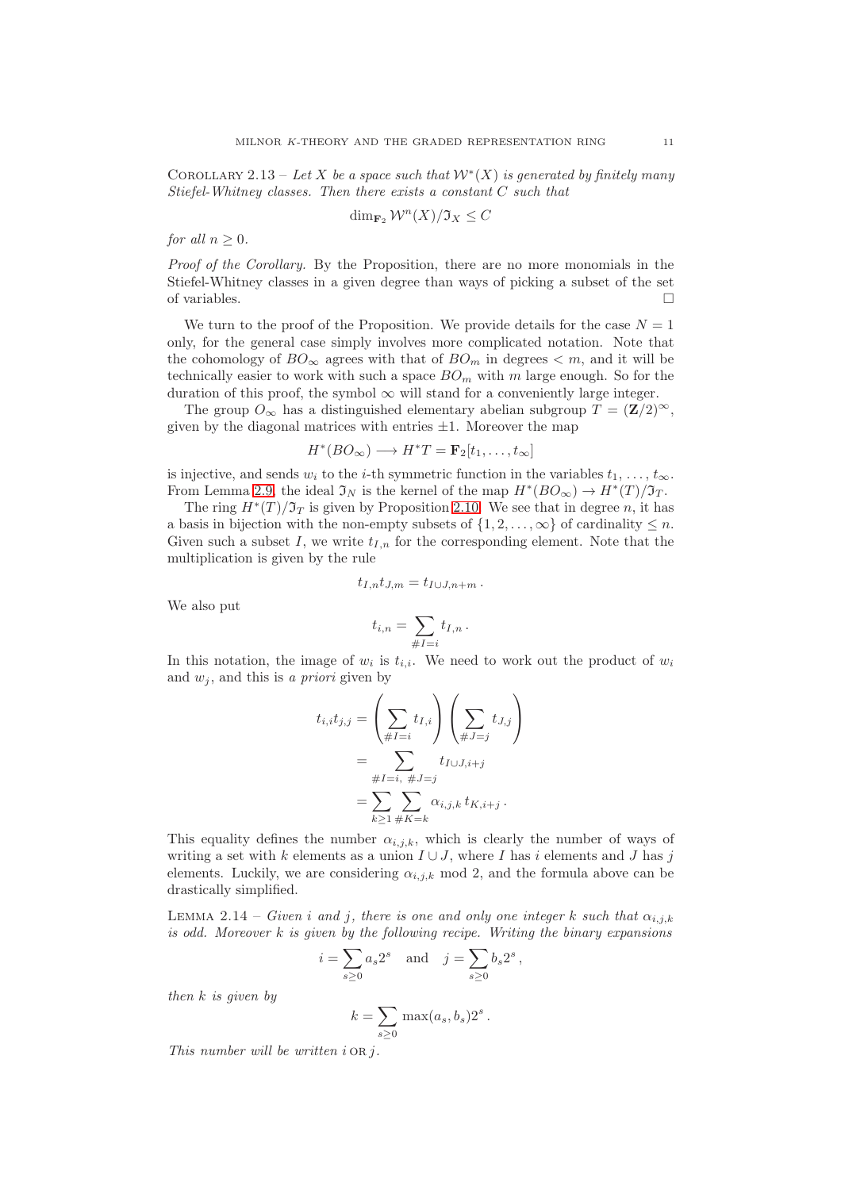Corollary 2.13 – *Let $X$ be a space such that $\mathcal{W}^*(X)$ is generated by finitely many Stiefel-Whitney classes. Then there exists a constant $C$ such that*

$$\dim_{\mathbf{F}_2} \mathcal{W}^n(X)/\mathfrak{I}_X \leq C$$

*for all $n \geq 0$.*

*Proof of the Corollary.* By the Proposition, there are no more monomials in the Stiefel-Whitney classes in a given degree than ways of picking a subset of the set of variables. □

We turn to the proof of the Proposition. We provide details for the case $N = 1$ only, for the general case simply involves more complicated notation. Note that the cohomology of $BO_\infty$ agrees with that of $BO_m$ in degrees $< m$, and it will be technically easier to work with such a space $BO_m$ with $m$ large enough. So for the duration of this proof, the symbol $\infty$ will stand for a conveniently large integer.

The group $O_\infty$ has a distinguished elementary abelian subgroup $T = (\mathbf{Z}/2)^\infty$, given by the diagonal matrices with entries $\pm 1$. Moreover the map

$$H^*(BO_\infty) \longrightarrow H^*T = \mathbf{F}_2[t_1, \ldots, t_\infty]$$

is injective, and sends $w_i$ to the $i$-th symmetric function in the variables $t_1, \ldots, t_\infty$. From Lemma 2.9, the ideal $\mathfrak{I}_N$ is the kernel of the map $H^*(BO_\infty) \to H^*(T)/\mathfrak{I}_T$.

The ring $H^*(T)/\mathfrak{I}_T$ is given by Proposition 2.10. We see that in degree $n$, it has a basis in bijection with the non-empty subsets of $\{1, 2, \ldots, \infty\}$ of cardinality $\leq n$. Given such a subset $I$, we write $t_{I,n}$ for the corresponding element. Note that the multiplication is given by the rule

$$t_{I,n} t_{J,m} = t_{I \cup J, n+m} \, .$$

We also put

$$t_{i,n} = \sum_{\#I = i} t_{I,n} \, .$$

In this notation, the image of $w_i$ is $t_{i,i}$. We need to work out the product of $w_i$ and $w_j$, and this is *a priori* given by

$$\begin{aligned}
t_{i,i} t_{j,j} &= \left( \sum_{\#I = i} t_{I,i} \right) \left( \sum_{\#J = j} t_{J,j} \right) \\
&= \sum_{\#I = i, \; \#J = j} t_{I \cup J, i+j} \\
&= \sum_{k \geq 1} \sum_{\#K = k} \alpha_{i,j,k} \, t_{K, i+j} \, .
\end{aligned}$$

This equality defines the number $\alpha_{i,j,k}$, which is clearly the number of ways of writing a set with $k$ elements as a union $I \cup J$, where $I$ has $i$ elements and $J$ has $j$ elements. Luckily, we are considering $\alpha_{i,j,k}$ mod 2, and the formula above can be drastically simplified.

Lemma 2.14 – *Given $i$ and $j$, there is one and only one integer $k$ such that $\alpha_{i,j,k}$ is odd. Moreover $k$ is given by the following recipe. Writing the binary expansions*

$$i = \sum_{s \geq 0} a_s 2^s \quad \text{and} \quad j = \sum_{s \geq 0} b_s 2^s \, ,$$

*then $k$ is given by*

$$k = \sum_{s \geq 0} \max(a_s, b_s) 2^s \, .$$

*This number will be written $i \text{ OR } j$.*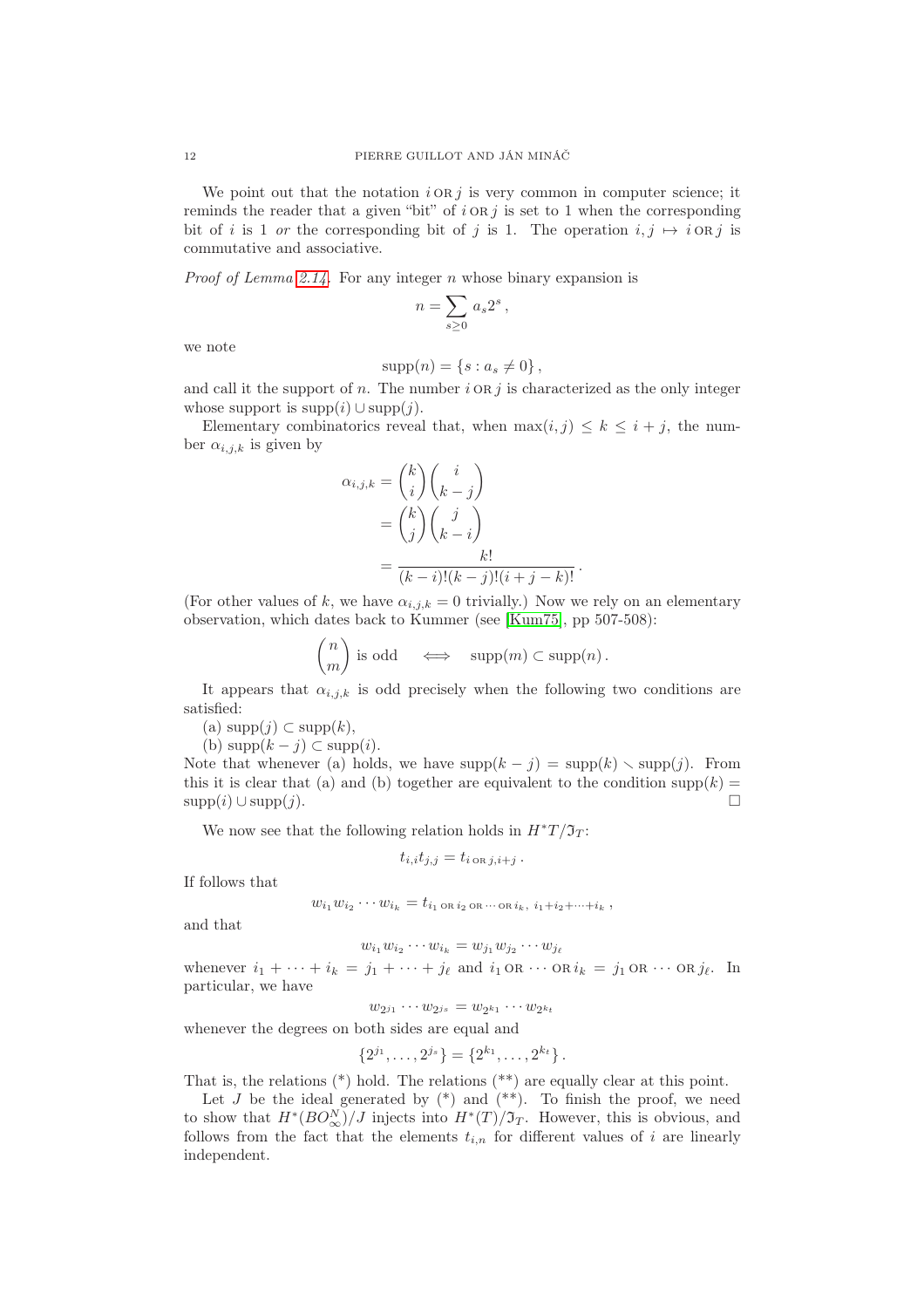We point out that the notation $i \text{ OR } j$ is very common in computer science; it reminds the reader that a given "bit" of $i \text{ OR } j$ is set to 1 when the corresponding bit of $i$ is 1 *or* the corresponding bit of $j$ is 1. The operation $i, j \mapsto i \text{ OR } j$ is commutative and associative.

*Proof of Lemma 2.14.* For any integer $n$ whose binary expansion is

$$n = \sum_{s \geq 0} a_s 2^s \,,$$

we note

$$\mathrm{supp}(n) = \{ s : a_s \neq 0 \} \,,$$

and call it the support of $n$. The number $i \text{ OR } j$ is characterized as the only integer whose support is $\mathrm{supp}(i) \cup \mathrm{supp}(j)$.

Elementary combinatorics reveal that, when $\max(i,j) \leq k \leq i+j$, the number $\alpha_{i,j,k}$ is given by

$$\begin{aligned}
\alpha_{i,j,k} &= \binom{k}{i}\binom{i}{k-j} \\
&= \binom{k}{j}\binom{j}{k-i} \\
&= \frac{k!}{(k-i)!(k-j)!(i+j-k)!} \,.
\end{aligned}$$

(For other values of $k$, we have $\alpha_{i,j,k} = 0$ trivially.) Now we rely on an elementary observation, which dates back to Kummer (see [Kum75], pp 507-508):

$$\binom{n}{m} \text{ is odd} \quad \Longleftrightarrow \quad \mathrm{supp}(m) \subset \mathrm{supp}(n) \,.$$

It appears that $\alpha_{i,j,k}$ is odd precisely when the following two conditions are satisfied:

(a) $\mathrm{supp}(j) \subset \mathrm{supp}(k)$,

(b) $\mathrm{supp}(k-j) \subset \mathrm{supp}(i)$.

Note that whenever (a) holds, we have $\mathrm{supp}(k-j) = \mathrm{supp}(k) \smallsetminus \mathrm{supp}(j)$. From this it is clear that (a) and (b) together are equivalent to the condition $\mathrm{supp}(k) = \mathrm{supp}(i) \cup \mathrm{supp}(j)$. $\square$

We now see that the following relation holds in $H^*T/\mathfrak{I}_T$:

$$t_{i,i} t_{j,j} = t_{i \text{ OR } j, i+j} \,.$$

If follows that

$$w_{i_1} w_{i_2} \cdots w_{i_k} = t_{i_1 \text{ OR } i_2 \text{ OR } \cdots \text{ OR } i_k,\; i_1 + i_2 + \cdots + i_k} \,,$$

and that

$$w_{i_1} w_{i_2} \cdots w_{i_k} = w_{j_1} w_{j_2} \cdots w_{j_\ell}$$

whenever $i_1 + \cdots + i_k = j_1 + \cdots + j_\ell$ and $i_1 \text{ OR } \cdots \text{ OR } i_k = j_1 \text{ OR } \cdots \text{ OR } j_\ell$. In particular, we have

$$w_{2^{j_1}} \cdots w_{2^{j_s}} = w_{2^{k_1}} \cdots w_{2^{k_t}}$$

whenever the degrees on both sides are equal and

$$\{2^{j_1}, \ldots, 2^{j_s}\} = \{2^{k_1}, \ldots, 2^{k_t}\} \,.$$

That is, the relations (*) hold. The relations (**) are equally clear at this point.

Let $J$ be the ideal generated by (*) and (**). To finish the proof, we need to show that $H^*(BO_\infty^N)/J$ injects into $H^*(T)/\mathfrak{I}_T$. However, this is obvious, and follows from the fact that the elements $t_{i,n}$ for different values of $i$ are linearly independent.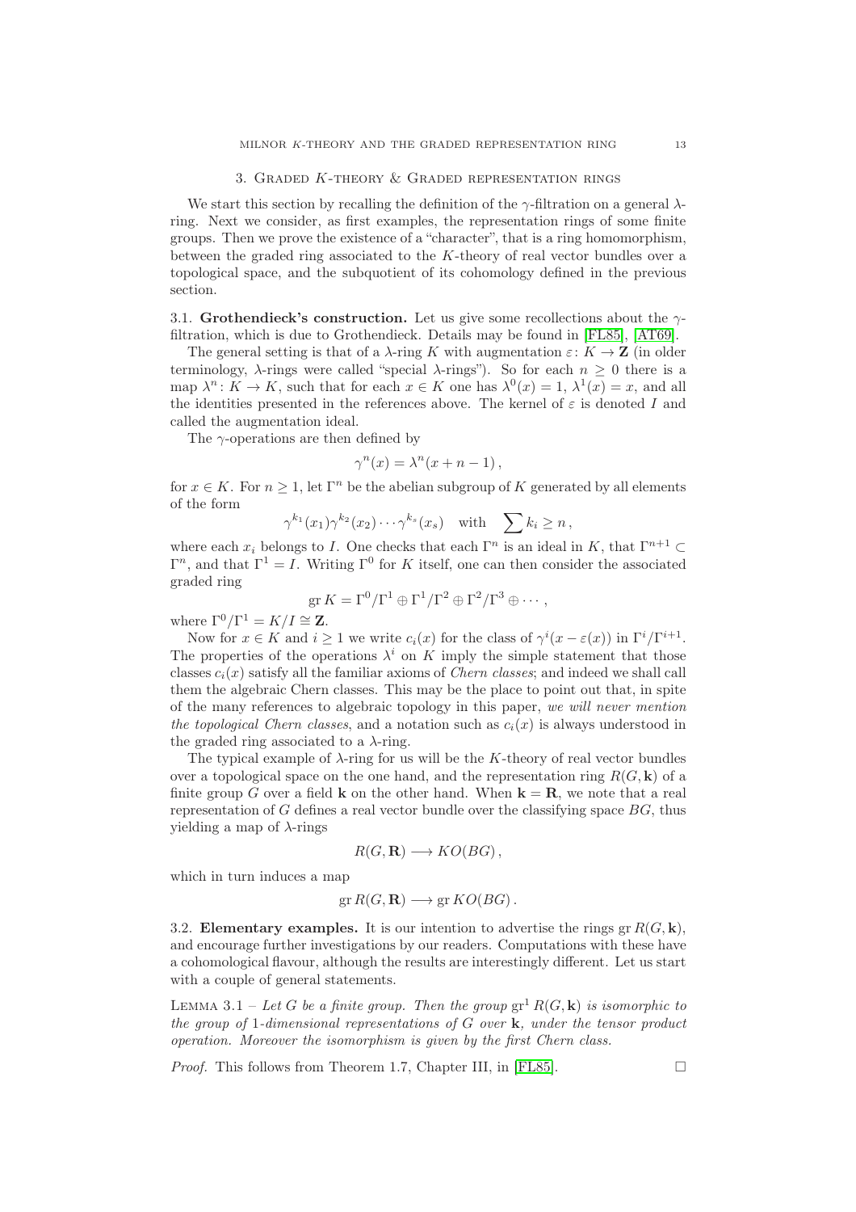## 3. Graded $K$-theory & Graded representation rings

We start this section by recalling the definition of the $\gamma$-filtration on a general $\lambda$-ring. Next we consider, as first examples, the representation rings of some finite groups. Then we prove the existence of a "character", that is a ring homomorphism, between the graded ring associated to the $K$-theory of real vector bundles over a topological space, and the subquotient of its cohomology defined in the previous section.

**3.1. Grothendieck's construction.** Let us give some recollections about the $\gamma$-filtration, which is due to Grothendieck. Details may be found in [FL85], [AT69].

The general setting is that of a $\lambda$-ring $K$ with augmentation $\varepsilon\colon K \to \mathbf{Z}$ (in older terminology, $\lambda$-rings were called "special $\lambda$-rings"). So for each $n \geq 0$ there is a map $\lambda^n\colon K \to K$, such that for each $x \in K$ one has $\lambda^0(x) = 1$, $\lambda^1(x) = x$, and all the identities presented in the references above. The kernel of $\varepsilon$ is denoted $I$ and called the augmentation ideal.

The $\gamma$-operations are then defined by

$$\gamma^n(x) = \lambda^n(x + n - 1)\,,$$

for $x \in K$. For $n \geq 1$, let $\Gamma^n$ be the abelian subgroup of $K$ generated by all elements of the form

$$\gamma^{k_1}(x_1)\gamma^{k_2}(x_2)\cdots\gamma^{k_s}(x_s) \quad \text{with} \quad \sum k_i \geq n\,,$$

where each $x_i$ belongs to $I$. One checks that each $\Gamma^n$ is an ideal in $K$, that $\Gamma^{n+1} \subset \Gamma^n$, and that $\Gamma^1 = I$. Writing $\Gamma^0$ for $K$ itself, one can then consider the associated graded ring

$$\operatorname{gr} K = \Gamma^0/\Gamma^1 \oplus \Gamma^1/\Gamma^2 \oplus \Gamma^2/\Gamma^3 \oplus \cdots\,,$$

where $\Gamma^0/\Gamma^1 = K/I \cong \mathbf{Z}$.

Now for $x \in K$ and $i \geq 1$ we write $c_i(x)$ for the class of $\gamma^i(x - \varepsilon(x))$ in $\Gamma^i/\Gamma^{i+1}$. The properties of the operations $\lambda^i$ on $K$ imply the simple statement that those classes $c_i(x)$ satisfy all the familiar axioms of *Chern classes*; and indeed we shall call them the algebraic Chern classes. This may be the place to point out that, in spite of the many references to algebraic topology in this paper, *we will never mention the topological Chern classes*, and a notation such as $c_i(x)$ is always understood in the graded ring associated to a $\lambda$-ring.

The typical example of $\lambda$-ring for us will be the $K$-theory of real vector bundles over a topological space on the one hand, and the representation ring $R(G, \mathbf{k})$ of a finite group $G$ over a field $\mathbf{k}$ on the other hand. When $\mathbf{k} = \mathbf{R}$, we note that a real representation of $G$ defines a real vector bundle over the classifying space $BG$, thus yielding a map of $\lambda$-rings

$$R(G, \mathbf{R}) \longrightarrow KO(BG)\,,$$

which in turn induces a map

$$\operatorname{gr} R(G, \mathbf{R}) \longrightarrow \operatorname{gr} KO(BG)\,.$$

**3.2. Elementary examples.** It is our intention to advertise the rings $\operatorname{gr} R(G, \mathbf{k})$, and encourage further investigations by our readers. Computations with these have a cohomological flavour, although the results are interestingly different. Let us start with a couple of general statements.

Lemma 3.1 – *Let $G$ be a finite group. Then the group $\operatorname{gr}^1 R(G, \mathbf{k})$ is isomorphic to the group of 1-dimensional representations of $G$ over $\mathbf{k}$, under the tensor product operation. Moreover the isomorphism is given by the first Chern class.*

*Proof.* This follows from Theorem 1.7, Chapter III, in [FL85]. □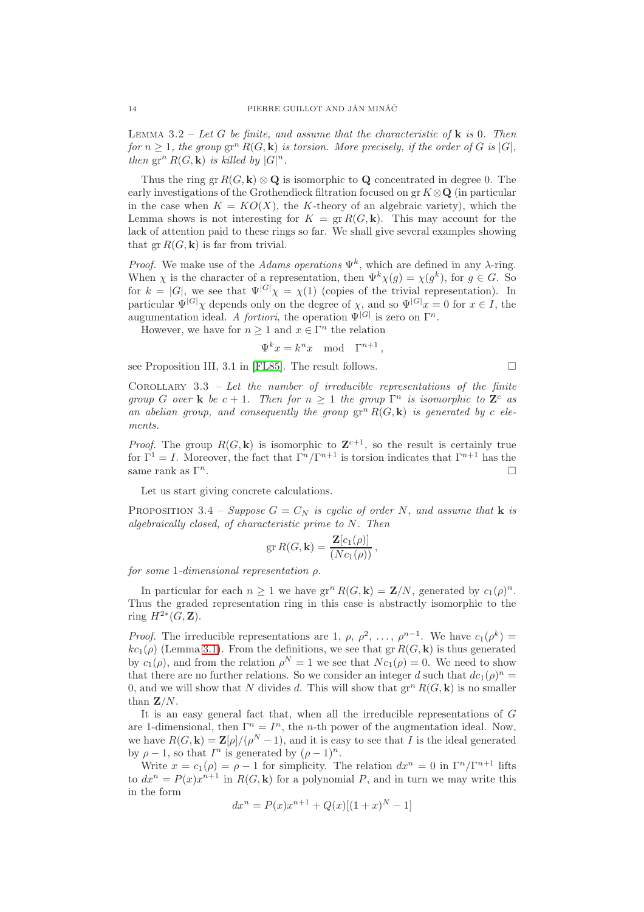LEMMA 3.2 – *Let $G$ be finite, and assume that the characteristic of $\mathbf{k}$ is 0. Then for $n \geq 1$, the group $\mathrm{gr}^n R(G, \mathbf{k})$ is torsion. More precisely, if the order of $G$ is $|G|$, then $\mathrm{gr}^n R(G, \mathbf{k})$ is killed by $|G|^n$.*

Thus the ring $\mathrm{gr}\, R(G, \mathbf{k}) \otimes \mathbf{Q}$ is isomorphic to $\mathbf{Q}$ concentrated in degree 0. The early investigations of the Grothendieck filtration focused on $\mathrm{gr}\, K \otimes \mathbf{Q}$ (in particular in the case when $K = KO(X)$, the $K$-theory of an algebraic variety), which the Lemma shows is not interesting for $K = \mathrm{gr}\, R(G, \mathbf{k})$. This may account for the lack of attention paid to these rings so far. We shall give several examples showing that $\mathrm{gr}\, R(G, \mathbf{k})$ is far from trivial.

*Proof.* We make use of the *Adams operations* $\Psi^k$, which are defined in any $\lambda$-ring. When $\chi$ is the character of a representation, then $\Psi^k \chi(g) = \chi(g^k)$, for $g \in G$. So for $k = |G|$, we see that $\Psi^{|G|} \chi = \chi(1)$ (copies of the trivial representation). In particular $\Psi^{|G|}\chi$ depends only on the degree of $\chi$, and so $\Psi^{|G|} x = 0$ for $x \in I$, the augumentation ideal. *A fortiori*, the operation $\Psi^{|G|}$ is zero on $\Gamma^n$.

However, we have for $n \geq 1$ and $x \in \Gamma^n$ the relation

$$\Psi^k x = k^n x \mod \Gamma^{n+1},$$

see Proposition III, 3.1 in [FL85]. The result follows. $\square$

COROLLARY 3.3 – *Let the number of irreducible representations of the finite group $G$ over $\mathbf{k}$ be $c+1$. Then for $n \geq 1$ the group $\Gamma^n$ is isomorphic to $\mathbf{Z}^c$ as an abelian group, and consequently the group $\mathrm{gr}^n R(G, \mathbf{k})$ is generated by $c$ elements.*

*Proof.* The group $R(G, \mathbf{k})$ is isomorphic to $\mathbf{Z}^{c+1}$, so the result is certainly true for $\Gamma^1 = I$. Moreover, the fact that $\Gamma^n/\Gamma^{n+1}$ is torsion indicates that $\Gamma^{n+1}$ has the same rank as $\Gamma^n$. $\square$

Let us start giving concrete calculations.

PROPOSITION 3.4 – *Suppose $G = C_N$ is cyclic of order $N$, and assume that $\mathbf{k}$ is algebraically closed, of characteristic prime to $N$. Then*

$$\mathrm{gr}\, R(G, \mathbf{k}) = \frac{\mathbf{Z}[c_1(\rho)]}{(N c_1(\rho))},$$

*for some 1-dimensional representation $\rho$.*

In particular for each $n \geq 1$ we have $\mathrm{gr}^n R(G, \mathbf{k}) = \mathbf{Z}/N$, generated by $c_1(\rho)^n$. Thus the graded representation ring in this case is abstractly isomorphic to the ring $H^{2*}(G, \mathbf{Z})$.

*Proof.* The irreducible representations are $1, \rho, \rho^2, \ldots, \rho^{n-1}$. We have $c_1(\rho^k) = k c_1(\rho)$ (Lemma 3.1). From the definitions, we see that $\mathrm{gr}\, R(G, \mathbf{k})$ is thus generated by $c_1(\rho)$, and from the relation $\rho^N = 1$ we see that $N c_1(\rho) = 0$. We need to show that there are no further relations. So we consider an integer $d$ such that $d c_1(\rho)^n = 0$, and we will show that $N$ divides $d$. This will show that $\mathrm{gr}^n R(G, \mathbf{k})$ is no smaller than $\mathbf{Z}/N$.

It is an easy general fact that, when all the irreducible representations of $G$ are 1-dimensional, then $\Gamma^n = I^n$, the $n$-th power of the augmentation ideal. Now, we have $R(G, \mathbf{k}) = \mathbf{Z}[\rho]/(\rho^N - 1)$, and it is easy to see that $I$ is the ideal generated by $\rho - 1$, so that $I^n$ is generated by $(\rho - 1)^n$.

Write $x = c_1(\rho) = \rho - 1$ for simplicity. The relation $dx^n = 0$ in $\Gamma^n/\Gamma^{n+1}$ lifts to $dx^n = P(x)x^{n+1}$ in $R(G, \mathbf{k})$ for a polynomial $P$, and in turn we may write this in the form

$$dx^n = P(x)x^{n+1} + Q(x)[(1+x)^N - 1]$$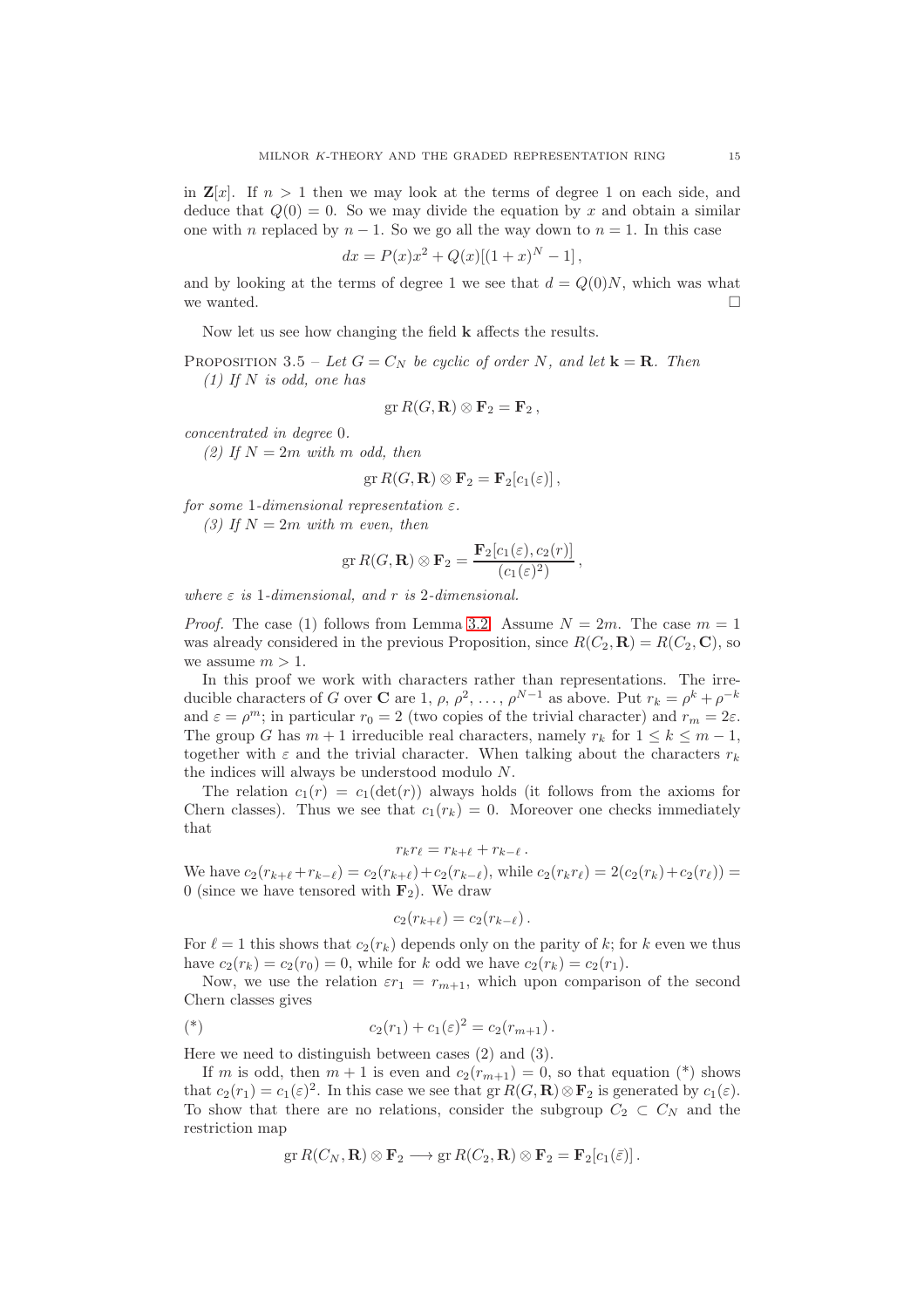in $\mathbf{Z}[x]$. If $n > 1$ then we may look at the terms of degree 1 on each side, and deduce that $Q(0) = 0$. So we may divide the equation by $x$ and obtain a similar one with $n$ replaced by $n-1$. So we go all the way down to $n = 1$. In this case

$$dx = P(x)x^2 + Q(x)[(1+x)^N - 1]\,,$$

and by looking at the terms of degree 1 we see that $d = Q(0)N$, which was what we wanted. □

Now let us see how changing the field $\mathbf{k}$ affects the results.

Proposition 3.5 – *Let $G = C_N$ be cyclic of order $N$, and let $\mathbf{k} = \mathbf{R}$. Then*
*(1) If $N$ is odd, one has*

$$\operatorname{gr} R(G, \mathbf{R}) \otimes \mathbf{F}_2 = \mathbf{F}_2\,,$$

*concentrated in degree 0.*
*(2) If $N = 2m$ with $m$ odd, then*

$$\operatorname{gr} R(G, \mathbf{R}) \otimes \mathbf{F}_2 = \mathbf{F}_2[c_1(\varepsilon)]\,,$$

*for some 1-dimensional representation $\varepsilon$.*
*(3) If $N = 2m$ with $m$ even, then*

$$\operatorname{gr} R(G, \mathbf{R}) \otimes \mathbf{F}_2 = \frac{\mathbf{F}_2[c_1(\varepsilon), c_2(r)]}{(c_1(\varepsilon)^2)}\,,$$

*where $\varepsilon$ is 1-dimensional, and $r$ is 2-dimensional.*

*Proof.* The case (1) follows from Lemma 3.2. Assume $N = 2m$. The case $m = 1$ was already considered in the previous Proposition, since $R(C_2, \mathbf{R}) = R(C_2, \mathbf{C})$, so we assume $m > 1$.

In this proof we work with characters rather than representations. The irreducible characters of $G$ over $\mathbf{C}$ are $1, \rho, \rho^2, \ldots, \rho^{N-1}$ as above. Put $r_k = \rho^k + \rho^{-k}$ and $\varepsilon = \rho^m$; in particular $r_0 = 2$ (two copies of the trivial character) and $r_m = 2\varepsilon$. The group $G$ has $m+1$ irreducible real characters, namely $r_k$ for $1 \leq k \leq m-1$, together with $\varepsilon$ and the trivial character. When talking about the characters $r_k$ the indices will always be understood modulo $N$.

The relation $c_1(r) = c_1(\det(r))$ always holds (it follows from the axioms for Chern classes). Thus we see that $c_1(r_k) = 0$. Moreover one checks immediately that

$$r_k r_\ell = r_{k+\ell} + r_{k-\ell}\,.$$

We have $c_2(r_{k+\ell} + r_{k-\ell}) = c_2(r_{k+\ell}) + c_2(r_{k-\ell})$, while $c_2(r_k r_\ell) = 2(c_2(r_k) + c_2(r_\ell)) = 0$ (since we have tensored with $\mathbf{F}_2$). We draw

$$c_2(r_{k+\ell}) = c_2(r_{k-\ell})\,.$$

For $\ell = 1$ this shows that $c_2(r_k)$ depends only on the parity of $k$; for $k$ even we thus have $c_2(r_k) = c_2(r_0) = 0$, while for $k$ odd we have $c_2(r_k) = c_2(r_1)$.

Now, we use the relation $\varepsilon r_1 = r_{m+1}$, which upon comparison of the second Chern classes gives

$$(*) \qquad c_2(r_1) + c_1(\varepsilon)^2 = c_2(r_{m+1})\,.$$

Here we need to distinguish between cases (2) and (3).

If $m$ is odd, then $m+1$ is even and $c_2(r_{m+1}) = 0$, so that equation (*) shows that $c_2(r_1) = c_1(\varepsilon)^2$. In this case we see that $\operatorname{gr} R(G, \mathbf{R}) \otimes \mathbf{F}_2$ is generated by $c_1(\varepsilon)$. To show that there are no relations, consider the subgroup $C_2 \subset C_N$ and the restriction map

$$\operatorname{gr} R(C_N, \mathbf{R}) \otimes \mathbf{F}_2 \longrightarrow \operatorname{gr} R(C_2, \mathbf{R}) \otimes \mathbf{F}_2 = \mathbf{F}_2[c_1(\bar{\varepsilon})]\,.$$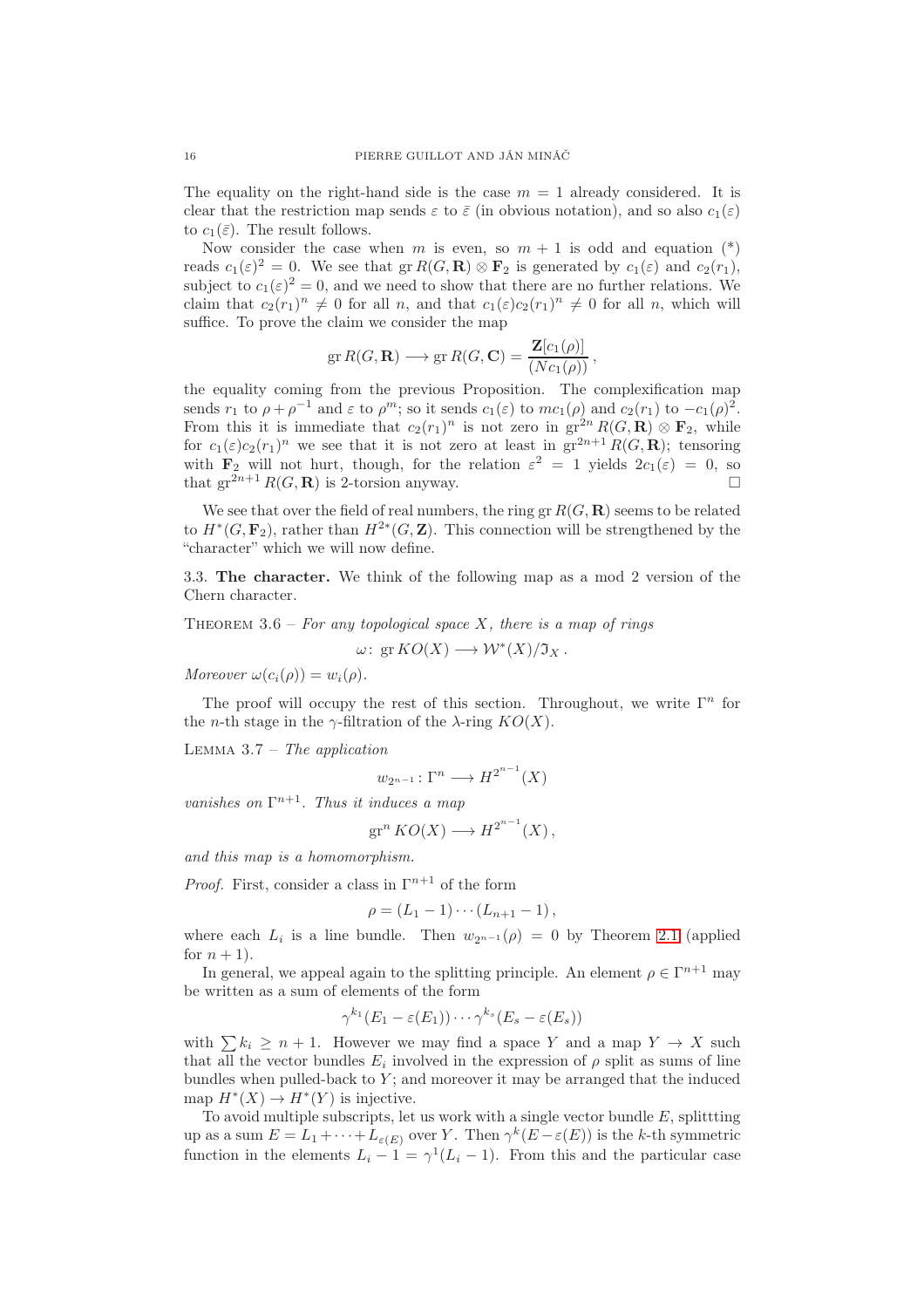The equality on the right-hand side is the case $m = 1$ already considered. It is clear that the restriction map sends $\varepsilon$ to $\bar{\varepsilon}$ (in obvious notation), and so also $c_1(\varepsilon)$ to $c_1(\bar{\varepsilon})$. The result follows.

Now consider the case when $m$ is even, so $m+1$ is odd and equation (*) reads $c_1(\varepsilon)^2 = 0$. We see that $\operatorname{gr} R(G, \mathbf{R}) \otimes \mathbf{F}_2$ is generated by $c_1(\varepsilon)$ and $c_2(r_1)$, subject to $c_1(\varepsilon)^2 = 0$, and we need to show that there are no further relations. We claim that $c_2(r_1)^n \neq 0$ for all $n$, and that $c_1(\varepsilon)c_2(r_1)^n \neq 0$ for all $n$, which will suffice. To prove the claim we consider the map

$$\operatorname{gr} R(G, \mathbf{R}) \longrightarrow \operatorname{gr} R(G, \mathbf{C}) = \frac{\mathbf{Z}[c_1(\rho)]}{(Nc_1(\rho))}\,,$$

the equality coming from the previous Proposition. The complexification map sends $r_1$ to $\rho + \rho^{-1}$ and $\varepsilon$ to $\rho^m$; so it sends $c_1(\varepsilon)$ to $mc_1(\rho)$ and $c_2(r_1)$ to $-c_1(\rho)^2$. From this it is immediate that $c_2(r_1)^n$ is not zero in $\operatorname{gr}^{2n} R(G, \mathbf{R}) \otimes \mathbf{F}_2$, while for $c_1(\varepsilon)c_2(r_1)^n$ we see that it is not zero at least in $\operatorname{gr}^{2n+1} R(G, \mathbf{R})$; tensoring with $\mathbf{F}_2$ will not hurt, though, for the relation $\varepsilon^2 = 1$ yields $2c_1(\varepsilon) = 0$, so that $\operatorname{gr}^{2n+1} R(G, \mathbf{R})$ is 2-torsion anyway. $\square$

We see that over the field of real numbers, the ring $\operatorname{gr} R(G, \mathbf{R})$ seems to be related to $H^*(G, \mathbf{F}_2)$, rather than $H^{2*}(G, \mathbf{Z})$. This connection will be strengthened by the "character" which we will now define.

## 3.3. The character.

We think of the following map as a mod 2 version of the Chern character.

THEOREM 3.6 – *For any topological space $X$, there is a map of rings*

$$\omega\colon \operatorname{gr} KO(X) \longrightarrow \mathcal{W}^*(X)/\mathfrak{I}_X\,.$$

*Moreover $\omega(c_i(\rho)) = w_i(\rho)$.*

The proof will occupy the rest of this section. Throughout, we write $\Gamma^n$ for the $n$-th stage in the $\gamma$-filtration of the $\lambda$-ring $KO(X)$.

LEMMA 3.7 – *The application*

$$w_{2^{n-1}}\colon \Gamma^n \longrightarrow H^{2^{n-1}}(X)$$

*vanishes on $\Gamma^{n+1}$. Thus it induces a map*

$$\operatorname{gr}^n KO(X) \longrightarrow H^{2^{n-1}}(X)\,,$$

*and this map is a homomorphism.*

*Proof.* First, consider a class in $\Gamma^{n+1}$ of the form

$$\rho = (L_1 - 1) \cdots (L_{n+1} - 1)\,,$$

where each $L_i$ is a line bundle. Then $w_{2^{n-1}}(\rho) = 0$ by Theorem 2.1 (applied for $n+1$).

In general, we appeal again to the splitting principle. An element $\rho \in \Gamma^{n+1}$ may be written as a sum of elements of the form

$$\gamma^{k_1}(E_1 - \varepsilon(E_1)) \cdots \gamma^{k_s}(E_s - \varepsilon(E_s))$$

with $\sum k_i \geq n+1$. However we may find a space $Y$ and a map $Y \to X$ such that all the vector bundles $E_i$ involved in the expression of $\rho$ split as sums of line bundles when pulled-back to $Y$; and moreover it may be arranged that the induced map $H^*(X) \to H^*(Y)$ is injective.

To avoid multiple subscripts, let us work with a single vector bundle $E$, splittting up as a sum $E = L_1 + \cdots + L_{\varepsilon(E)}$ over $Y$. Then $\gamma^k(E - \varepsilon(E))$ is the $k$-th symmetric function in the elements $L_i - 1 = \gamma^1(L_i - 1)$. From this and the particular case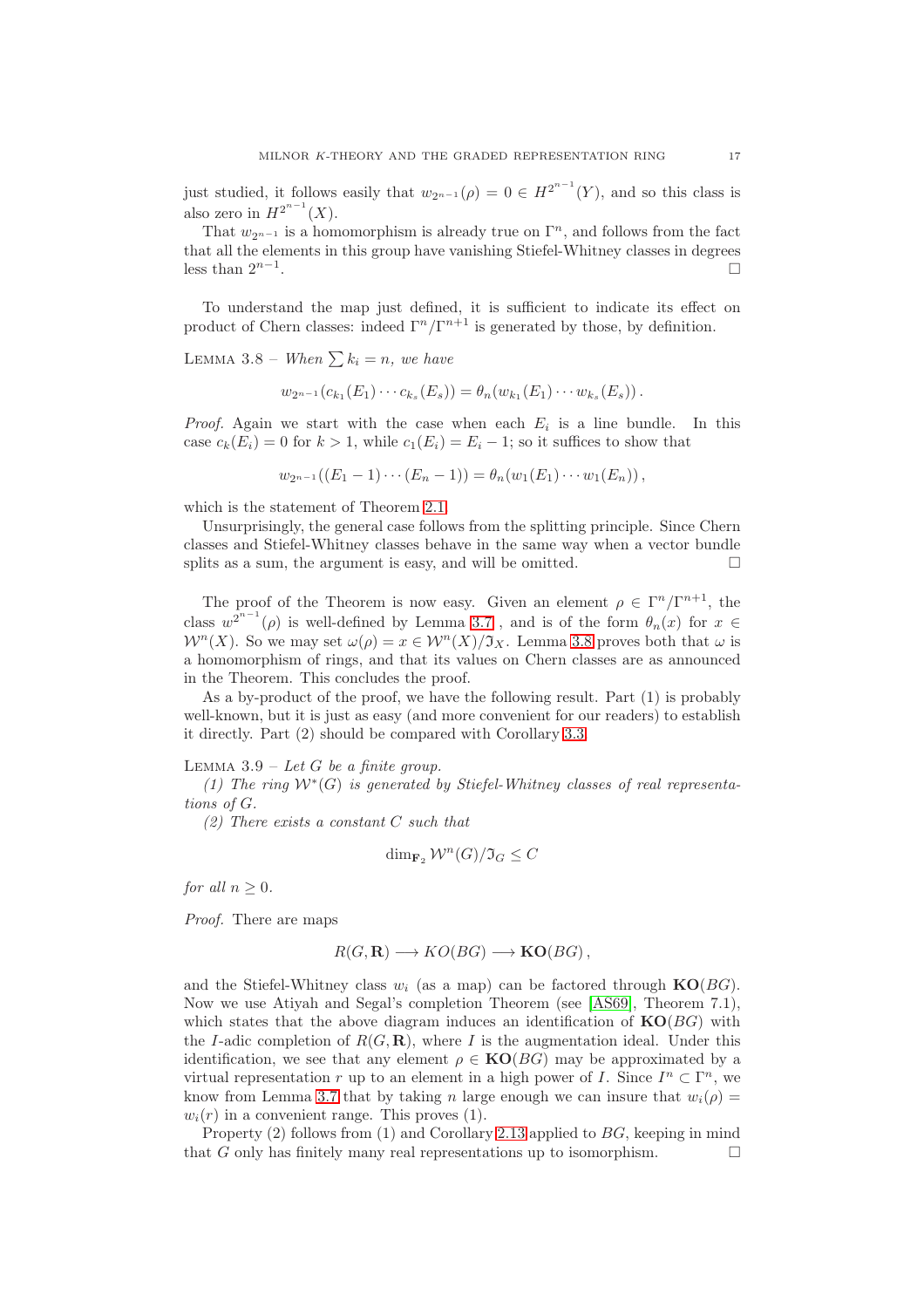just studied, it follows easily that $w_{2^{n-1}}(\rho) = 0 \in H^{2^{n-1}}(Y)$, and so this class is also zero in $H^{2^{n-1}}(X)$.

That $w_{2^{n-1}}$ is a homomorphism is already true on $\Gamma^n$, and follows from the fact that all the elements in this group have vanishing Stiefel-Whitney classes in degrees less than $2^{n-1}$. □

To understand the map just defined, it is sufficient to indicate its effect on product of Chern classes: indeed $\Gamma^n/\Gamma^{n+1}$ is generated by those, by definition.

Lemma 3.8 – *When $\sum k_i = n$, we have*

$$w_{2^{n-1}}(c_{k_1}(E_1)\cdots c_{k_s}(E_s)) = \theta_n(w_{k_1}(E_1)\cdots w_{k_s}(E_s))\,.$$

*Proof.* Again we start with the case when each $E_i$ is a line bundle. In this case $c_k(E_i) = 0$ for $k > 1$, while $c_1(E_i) = E_i - 1$; so it suffices to show that

$$w_{2^{n-1}}((E_1 - 1)\cdots(E_n - 1)) = \theta_n(w_1(E_1)\cdots w_1(E_n))\,,$$

which is the statement of Theorem 2.1.

Unsurprisingly, the general case follows from the splitting principle. Since Chern classes and Stiefel-Whitney classes behave in the same way when a vector bundle splits as a sum, the argument is easy, and will be omitted. □

The proof of the Theorem is now easy. Given an element $\rho \in \Gamma^n/\Gamma^{n+1}$, the class $w^{2^{n-1}}(\rho)$ is well-defined by Lemma 3.7 , and is of the form $\theta_n(x)$ for $x \in \mathcal{W}^n(X)$. So we may set $\omega(\rho) = x \in \mathcal{W}^n(X)/\mathfrak{I}_X$. Lemma 3.8 proves both that $\omega$ is a homomorphism of rings, and that its values on Chern classes are as announced in the Theorem. This concludes the proof.

As a by-product of the proof, we have the following result. Part (1) is probably well-known, but it is just as easy (and more convenient for our readers) to establish it directly. Part (2) should be compared with Corollary 3.3.

Lemma 3.9 – *Let $G$ be a finite group.*

*(1) The ring $\mathcal{W}^*(G)$ is generated by Stiefel-Whitney classes of real representations of $G$.*

*(2) There exists a constant $C$ such that*

$$\dim_{\mathbf{F}_2} \mathcal{W}^n(G)/\mathfrak{I}_G \leq C$$

*for all $n \geq 0$.*

*Proof.* There are maps

$$R(G, \mathbf{R}) \longrightarrow KO(BG) \longrightarrow \mathbf{KO}(BG)\,,$$

and the Stiefel-Whitney class $w_i$ (as a map) can be factored through $\mathbf{KO}(BG)$. Now we use Atiyah and Segal's completion Theorem (see [AS69], Theorem 7.1), which states that the above diagram induces an identification of $\mathbf{KO}(BG)$ with the $I$-adic completion of $R(G, \mathbf{R})$, where $I$ is the augmentation ideal. Under this identification, we see that any element $\rho \in \mathbf{KO}(BG)$ may be approximated by a virtual representation $r$ up to an element in a high power of $I$. Since $I^n \subset \Gamma^n$, we know from Lemma 3.7 that by taking $n$ large enough we can insure that $w_i(\rho) = w_i(r)$ in a convenient range. This proves (1).

Property (2) follows from (1) and Corollary 2.13 applied to $BG$, keeping in mind that $G$ only has finitely many real representations up to isomorphism. □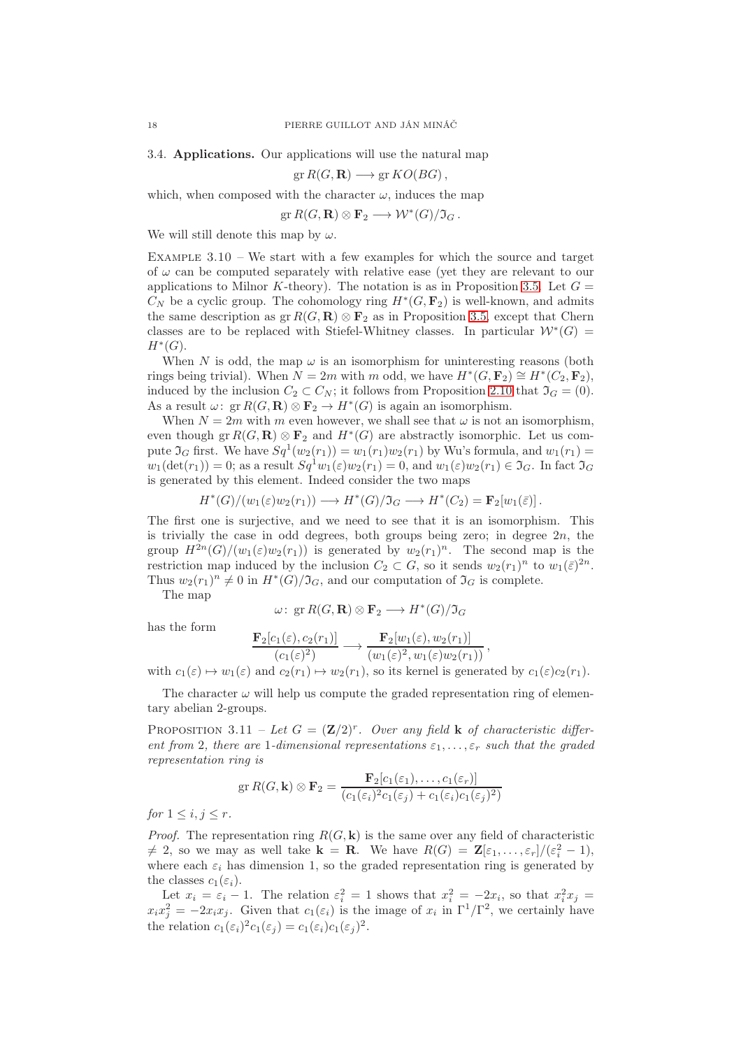### 3.4. Applications.

Our applications will use the natural map

$$\operatorname{gr} R(G, \mathbf{R}) \longrightarrow \operatorname{gr} KO(BG)\,,$$

which, when composed with the character $\omega$, induces the map

$$\operatorname{gr} R(G, \mathbf{R}) \otimes \mathbf{F}_2 \longrightarrow \mathcal{W}^*(G)/\mathfrak{I}_G\,.$$

We will still denote this map by $\omega$.

Example 3.10 – We start with a few examples for which the source and target of $\omega$ can be computed separately with relative ease (yet they are relevant to our applications to Milnor $K$-theory). The notation is as in Proposition 3.5. Let $G = C_N$ be a cyclic group. The cohomology ring $H^*(G, \mathbf{F}_2)$ is well-known, and admits the same description as $\operatorname{gr} R(G, \mathbf{R}) \otimes \mathbf{F}_2$ as in Proposition 3.5, except that Chern classes are to be replaced with Stiefel-Whitney classes. In particular $\mathcal{W}^*(G) = H^*(G)$.

When $N$ is odd, the map $\omega$ is an isomorphism for uninteresting reasons (both rings being trivial). When $N = 2m$ with $m$ odd, we have $H^*(G, \mathbf{F}_2) \cong H^*(C_2, \mathbf{F}_2)$, induced by the inclusion $C_2 \subset C_N$; it follows from Proposition 2.10 that $\mathfrak{I}_G = (0)$. As a result $\omega\colon \operatorname{gr} R(G, \mathbf{R}) \otimes \mathbf{F}_2 \to H^*(G)$ is again an isomorphism.

When $N = 2m$ with $m$ even however, we shall see that $\omega$ is not an isomorphism, even though $\operatorname{gr} R(G, \mathbf{R}) \otimes \mathbf{F}_2$ and $H^*(G)$ are abstractly isomorphic. Let us compute $\mathfrak{I}_G$ first. We have $Sq^1(w_2(r_1)) = w_1(r_1)w_2(r_1)$ by Wu's formula, and $w_1(r_1) = w_1(\det(r_1)) = 0$; as a result $Sq^1 w_1(\varepsilon) w_2(r_1) = 0$, and $w_1(\varepsilon)w_2(r_1) \in \mathfrak{I}_G$. In fact $\mathfrak{I}_G$ is generated by this element. Indeed consider the two maps

$$H^*(G)/(w_1(\varepsilon)w_2(r_1)) \longrightarrow H^*(G)/\mathfrak{I}_G \longrightarrow H^*(C_2) = \mathbf{F}_2[w_1(\bar{\varepsilon})]\,.$$

The first one is surjective, and we need to see that it is an isomorphism. This is trivially the case in odd degrees, both groups being zero; in degree $2n$, the group $H^{2n}(G)/(w_1(\varepsilon)w_2(r_1))$ is generated by $w_2(r_1)^n$. The second map is the restriction map induced by the inclusion $C_2 \subset G$, so it sends $w_2(r_1)^n$ to $w_1(\bar{\varepsilon})^{2n}$. Thus $w_2(r_1)^n \neq 0$ in $H^*(G)/\mathfrak{I}_G$, and our computation of $\mathfrak{I}_G$ is complete.

The map

$$\omega\colon \operatorname{gr} R(G, \mathbf{R}) \otimes \mathbf{F}_2 \longrightarrow H^*(G)/\mathfrak{I}_G$$

has the form

$$\frac{\mathbf{F}_2[c_1(\varepsilon), c_2(r_1)]}{(c_1(\varepsilon)^2)} \longrightarrow \frac{\mathbf{F}_2[w_1(\varepsilon), w_2(r_1)]}{(w_1(\varepsilon)^2, w_1(\varepsilon)w_2(r_1))}\,,$$

with $c_1(\varepsilon) \mapsto w_1(\varepsilon)$ and $c_2(r_1) \mapsto w_2(r_1)$, so its kernel is generated by $c_1(\varepsilon)c_2(r_1)$.

The character $\omega$ will help us compute the graded representation ring of elementary abelian 2-groups.

Proposition 3.11 – *Let $G = (\mathbf{Z}/2)^r$. Over any field $\mathbf{k}$ of characteristic different from 2, there are 1-dimensional representations $\varepsilon_1, \ldots, \varepsilon_r$ such that the graded representation ring is*

$$\operatorname{gr} R(G, \mathbf{k}) \otimes \mathbf{F}_2 = \frac{\mathbf{F}_2[c_1(\varepsilon_1), \ldots, c_1(\varepsilon_r)]}{(c_1(\varepsilon_i)^2 c_1(\varepsilon_j) + c_1(\varepsilon_i)c_1(\varepsilon_j)^2)}$$

*for $1 \le i, j \le r$.*

*Proof.* The representation ring $R(G, \mathbf{k})$ is the same over any field of characteristic $\neq 2$, so we may as well take $\mathbf{k} = \mathbf{R}$. We have $R(G) = \mathbf{Z}[\varepsilon_1, \ldots, \varepsilon_r]/(\varepsilon_i^2 - 1)$, where each $\varepsilon_i$ has dimension 1, so the graded representation ring is generated by the classes $c_1(\varepsilon_i)$.

Let $x_i = \varepsilon_i - 1$. The relation $\varepsilon_i^2 = 1$ shows that $x_i^2 = -2x_i$, so that $x_i^2 x_j = x_i x_j^2 = -2x_i x_j$. Given that $c_1(\varepsilon_i)$ is the image of $x_i$ in $\Gamma^1/\Gamma^2$, we certainly have the relation $c_1(\varepsilon_i)^2 c_1(\varepsilon_j) = c_1(\varepsilon_i)c_1(\varepsilon_j)^2$.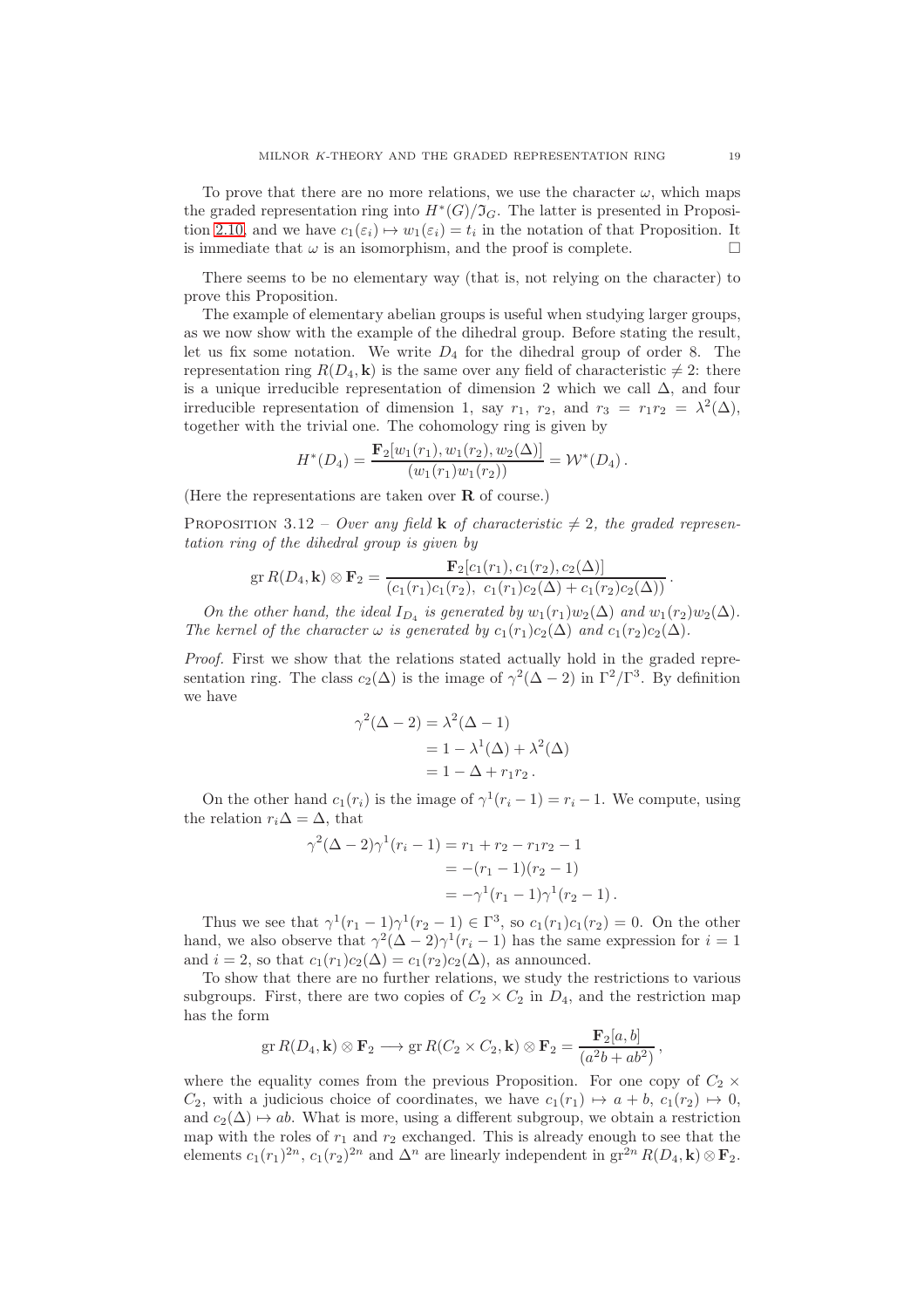To prove that there are no more relations, we use the character $\omega$, which maps the graded representation ring into $H^*(G)/\mathfrak{I}_G$. The latter is presented in Proposition 2.10, and we have $c_1(\varepsilon_i) \mapsto w_1(\varepsilon_i) = t_i$ in the notation of that Proposition. It is immediate that $\omega$ is an isomorphism, and the proof is complete. □

There seems to be no elementary way (that is, not relying on the character) to prove this Proposition.

The example of elementary abelian groups is useful when studying larger groups, as we now show with the example of the dihedral group. Before stating the result, let us fix some notation. We write $D_4$ for the dihedral group of order 8. The representation ring $R(D_4, \mathbf{k})$ is the same over any field of characteristic $\neq 2$: there is a unique irreducible representation of dimension 2 which we call $\Delta$, and four irreducible representation of dimension 1, say $r_1$, $r_2$, and $r_3 = r_1 r_2 = \lambda^2(\Delta)$, together with the trivial one. The cohomology ring is given by

$$H^*(D_4) = \frac{\mathbf{F}_2[w_1(r_1), w_1(r_2), w_2(\Delta)]}{(w_1(r_1)w_1(r_2))} = \mathcal{W}^*(D_4)\,.$$

(Here the representations are taken over $\mathbf{R}$ of course.)

Proposition 3.12 – *Over any field* $\mathbf{k}$ *of characteristic* $\neq 2$*, the graded representation ring of the dihedral group is given by*

$$\operatorname{gr} R(D_4, \mathbf{k}) \otimes \mathbf{F}_2 = \frac{\mathbf{F}_2[c_1(r_1), c_1(r_2), c_2(\Delta)]}{(c_1(r_1)c_1(r_2),\ c_1(r_1)c_2(\Delta) + c_1(r_2)c_2(\Delta))}\,.$$

*On the other hand, the ideal* $I_{D_4}$ *is generated by* $w_1(r_1)w_2(\Delta)$ *and* $w_1(r_2)w_2(\Delta)$*. The kernel of the character* $\omega$ *is generated by* $c_1(r_1)c_2(\Delta)$ *and* $c_1(r_2)c_2(\Delta)$*.*

*Proof.* First we show that the relations stated actually hold in the graded representation ring. The class $c_2(\Delta)$ is the image of $\gamma^2(\Delta - 2)$ in $\Gamma^2/\Gamma^3$. By definition we have

$$\begin{aligned}
\gamma^2(\Delta - 2) &= \lambda^2(\Delta - 1) \\
&= 1 - \lambda^1(\Delta) + \lambda^2(\Delta) \\
&= 1 - \Delta + r_1 r_2\,.
\end{aligned}$$

On the other hand $c_1(r_i)$ is the image of $\gamma^1(r_i - 1) = r_i - 1$. We compute, using the relation $r_i\Delta = \Delta$, that

$$\begin{aligned}
\gamma^2(\Delta - 2)\gamma^1(r_i - 1) &= r_1 + r_2 - r_1 r_2 - 1 \\
&= -(r_1 - 1)(r_2 - 1) \\
&= -\gamma^1(r_1 - 1)\gamma^1(r_2 - 1)\,.
\end{aligned}$$

Thus we see that $\gamma^1(r_1 - 1)\gamma^1(r_2 - 1) \in \Gamma^3$, so $c_1(r_1)c_1(r_2) = 0$. On the other hand, we also observe that $\gamma^2(\Delta - 2)\gamma^1(r_i - 1)$ has the same expression for $i = 1$ and $i = 2$, so that $c_1(r_1)c_2(\Delta) = c_1(r_2)c_2(\Delta)$, as announced.

To show that there are no further relations, we study the restrictions to various subgroups. First, there are two copies of $C_2 \times C_2$ in $D_4$, and the restriction map has the form

$$\operatorname{gr} R(D_4, \mathbf{k}) \otimes \mathbf{F}_2 \longrightarrow \operatorname{gr} R(C_2 \times C_2, \mathbf{k}) \otimes \mathbf{F}_2 = \frac{\mathbf{F}_2[a, b]}{(a^2 b + ab^2)}\,,$$

where the equality comes from the previous Proposition. For one copy of $C_2 \times C_2$, with a judicious choice of coordinates, we have $c_1(r_1) \mapsto a + b$, $c_1(r_2) \mapsto 0$, and $c_2(\Delta) \mapsto ab$. What is more, using a different subgroup, we obtain a restriction map with the roles of $r_1$ and $r_2$ exchanged. This is already enough to see that the elements $c_1(r_1)^{2n}$, $c_1(r_2)^{2n}$ and $\Delta^n$ are linearly independent in $\operatorname{gr}^{2n} R(D_4, \mathbf{k}) \otimes \mathbf{F}_2$.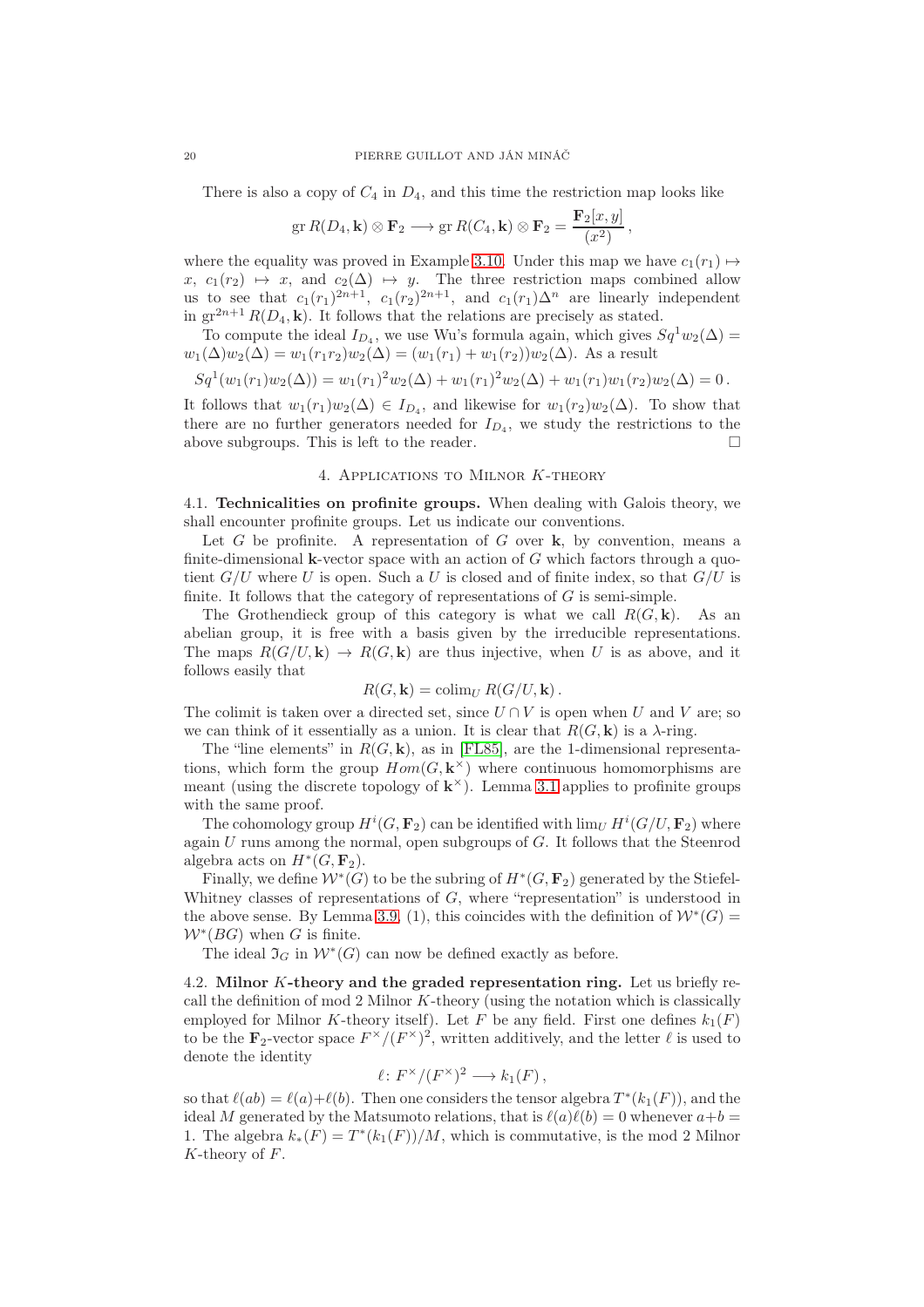There is also a copy of $C_4$ in $D_4$, and this time the restriction map looks like

$$\mathrm{gr}\, R(D_4, \mathbf{k}) \otimes \mathbf{F}_2 \longrightarrow \mathrm{gr}\, R(C_4, \mathbf{k}) \otimes \mathbf{F}_2 = \frac{\mathbf{F}_2[x,y]}{(x^2)}\,,$$

where the equality was proved in Example 3.10. Under this map we have $c_1(r_1) \mapsto x$, $c_1(r_2) \mapsto x$, and $c_2(\Delta) \mapsto y$. The three restriction maps combined allow us to see that $c_1(r_1)^{2n+1}$, $c_1(r_2)^{2n+1}$, and $c_1(r_1)\Delta^n$ are linearly independent in $\mathrm{gr}^{2n+1} R(D_4, \mathbf{k})$. It follows that the relations are precisely as stated.

To compute the ideal $I_{D_4}$, we use Wu's formula again, which gives $Sq^1 w_2(\Delta) = w_1(\Delta)w_2(\Delta) = w_1(r_1 r_2)w_2(\Delta) = (w_1(r_1) + w_1(r_2))w_2(\Delta)$. As a result

$$Sq^1(w_1(r_1)w_2(\Delta)) = w_1(r_1)^2 w_2(\Delta) + w_1(r_1)^2 w_2(\Delta) + w_1(r_1)w_1(r_2)w_2(\Delta) = 0\,.$$

It follows that $w_1(r_1)w_2(\Delta) \in I_{D_4}$, and likewise for $w_1(r_2)w_2(\Delta)$. To show that there are no further generators needed for $I_{D_4}$, we study the restrictions to the above subgroups. This is left to the reader. □

## 4. Applications to Milnor $K$-theory

**4.1. Technicalities on profinite groups.** When dealing with Galois theory, we shall encounter profinite groups. Let us indicate our conventions.

Let $G$ be profinite. A representation of $G$ over $\mathbf{k}$, by convention, means a finite-dimensional $\mathbf{k}$-vector space with an action of $G$ which factors through a quotient $G/U$ where $U$ is open. Such a $U$ is closed and of finite index, so that $G/U$ is finite. It follows that the category of representations of $G$ is semi-simple.

The Grothendieck group of this category is what we call $R(G, \mathbf{k})$. As an abelian group, it is free with a basis given by the irreducible representations. The maps $R(G/U, \mathbf{k}) \to R(G, \mathbf{k})$ are thus injective, when $U$ is as above, and it follows easily that

$$R(G, \mathbf{k}) = \mathrm{colim}_U\, R(G/U, \mathbf{k})\,.$$

The colimit is taken over a directed set, since $U \cap V$ is open when $U$ and $V$ are; so we can think of it essentially as a union. It is clear that $R(G, \mathbf{k})$ is a $\lambda$-ring.

The "line elements" in $R(G, \mathbf{k})$, as in [FL85], are the 1-dimensional representations, which form the group $Hom(G, \mathbf{k}^\times)$ where continuous homomorphisms are meant (using the discrete topology of $\mathbf{k}^\times$). Lemma 3.1 applies to profinite groups with the same proof.

The cohomology group $H^i(G, \mathbf{F}_2)$ can be identified with $\lim_U H^i(G/U, \mathbf{F}_2)$ where again $U$ runs among the normal, open subgroups of $G$. It follows that the Steenrod algebra acts on $H^*(G, \mathbf{F}_2)$.

Finally, we define $\mathcal{W}^*(G)$ to be the subring of $H^*(G, \mathbf{F}_2)$ generated by the Stiefel-Whitney classes of representations of $G$, where "representation" is understood in the above sense. By Lemma 3.9, (1), this coincides with the definition of $\mathcal{W}^*(G) = \mathcal{W}^*(BG)$ when $G$ is finite.

The ideal $\mathfrak{I}_G$ in $\mathcal{W}^*(G)$ can now be defined exactly as before.

**4.2. Milnor $K$-theory and the graded representation ring.** Let us briefly recall the definition of mod 2 Milnor $K$-theory (using the notation which is classically employed for Milnor $K$-theory itself). Let $F$ be any field. First one defines $k_1(F)$ to be the $\mathbf{F}_2$-vector space $F^\times/(F^\times)^2$, written additively, and the letter $\ell$ is used to denote the identity

$$\ell\colon F^\times/(F^\times)^2 \longrightarrow k_1(F)\,,$$

so that $\ell(ab) = \ell(a) + \ell(b)$. Then one considers the tensor algebra $T^*(k_1(F))$, and the ideal $M$ generated by the Matsumoto relations, that is $\ell(a)\ell(b) = 0$ whenever $a + b = 1$. The algebra $k_*(F) = T^*(k_1(F))/M$, which is commutative, is the mod 2 Milnor $K$-theory of $F$.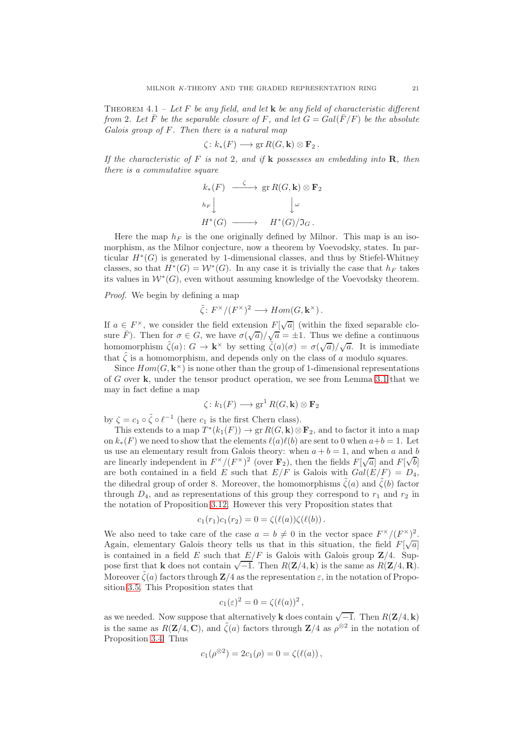Theorem 4.1 – *Let $F$ be any field, and let $\mathbf{k}$ be any field of characteristic different from 2. Let $\bar{F}$ be the separable closure of $F$, and let $G = Gal(\bar{F}/F)$ be the absolute Galois group of $F$. Then there is a natural map*

$$\zeta\colon k_*(F) \longrightarrow \operatorname{gr} R(G, \mathbf{k}) \otimes \mathbf{F}_2\,.$$

*If the characteristic of $F$ is not 2, and if $\mathbf{k}$ possesses an embedding into $\mathbf{R}$, then there is a commutative square*

$$\begin{array}{ccc} k_*(F) & \xrightarrow{\ \zeta\ } & \operatorname{gr} R(G,\mathbf{k}) \otimes \mathbf{F}_2 \\ {\scriptstyle h_F}\big\downarrow & & \big\downarrow{\scriptstyle \omega} \\ H^*(G) & \longrightarrow & H^*(G)/\mathfrak{I}_G\,. \end{array}$$

Here the map $h_F$ is the one originally defined by Milnor. This map is an isomorphism, as the Milnor conjecture, now a theorem by Voevodsky, states. In particular $H^*(G)$ is generated by 1-dimensional classes, and thus by Stiefel-Whitney classes, so that $H^*(G) = \mathcal{W}^*(G)$. In any case it is trivially the case that $h_F$ takes its values in $\mathcal{W}^*(G)$, even without assuming knowledge of the Voevodsky theorem.

*Proof.* We begin by defining a map

$$\tilde{\zeta}\colon F^\times/(F^\times)^2 \longrightarrow Hom(G, \mathbf{k}^\times)\,.$$

If $a \in F^\times$, we consider the field extension $F[\sqrt{a}]$ (within the fixed separable closure $\bar{F}$). Then for $\sigma \in G$, we have $\sigma(\sqrt{a})/\sqrt{a} = \pm 1$. Thus we define a continuous homomorphism $\tilde{\zeta}(a)\colon G \to \mathbf{k}^\times$ by setting $\tilde{\zeta}(a)(\sigma) = \sigma(\sqrt{a})/\sqrt{a}$. It is immediate that $\tilde{\zeta}$ is a homomorphism, and depends only on the class of $a$ modulo squares.

Since $Hom(G, \mathbf{k}^\times)$ is none other than the group of 1-dimensional representations of $G$ over $\mathbf{k}$, under the tensor product operation, we see from Lemma 3.1 that we may in fact define a map

$$\zeta\colon k_1(F) \longrightarrow \operatorname{gr}^1 R(G, \mathbf{k}) \otimes \mathbf{F}_2$$

by $\zeta = c_1 \circ \tilde{\zeta} \circ \ell^{-1}$ (here $c_1$ is the first Chern class).

This extends to a map $T^*(k_1(F)) \to \operatorname{gr} R(G, \mathbf{k}) \otimes \mathbf{F}_2$, and to factor it into a map on $k_*(F)$ we need to show that the elements $\ell(a)\ell(b)$ are sent to 0 when $a+b=1$. Let us use an elementary result from Galois theory: when $a+b=1$, and when $a$ and $b$ are linearly independent in $F^\times/(F^\times)^2$ (over $\mathbf{F}_2$), then the fields $F[\sqrt{a}]$ and $F[\sqrt{b}]$ are both contained in a field $E$ such that $E/F$ is Galois with $Gal(E/F) = D_4$, the dihedral group of order 8. Moreover, the homomorphisms $\tilde{\zeta}(a)$ and $\tilde{\zeta}(b)$ factor through $D_4$, and as representations of this group they correspond to $r_1$ and $r_2$ in the notation of Proposition 3.12. However this very Proposition states that

$$c_1(r_1)c_1(r_2) = 0 = \zeta(\ell(a))\zeta(\ell(b))\,.$$

We also need to take care of the case $a = b \neq 0$ in the vector space $F^\times/(F^\times)^2$. Again, elementary Galois theory tells us that in this situation, the field $F[\sqrt{a}]$ is contained in a field $E$ such that $E/F$ is Galois with Galois group $\mathbf{Z}/4$. Suppose first that $\mathbf{k}$ does not contain $\sqrt{-1}$. Then $R(\mathbf{Z}/4, \mathbf{k})$ is the same as $R(\mathbf{Z}/4, \mathbf{R})$. Moreover $\tilde{\zeta}(a)$ factors through $\mathbf{Z}/4$ as the representation $\varepsilon$, in the notation of Proposition 3.5. This Proposition states that

$$c_1(\varepsilon)^2 = 0 = \zeta(\ell(a))^2\,,$$

as we needed. Now suppose that alternatively $\mathbf{k}$ does contain $\sqrt{-1}$. Then $R(\mathbf{Z}/4, \mathbf{k})$ is the same as $R(\mathbf{Z}/4, \mathbf{C})$, and $\tilde{\zeta}(a)$ factors through $\mathbf{Z}/4$ as $\rho^{\otimes 2}$ in the notation of Proposition 3.4. Thus

$$c_1(\rho^{\otimes 2}) = 2c_1(\rho) = 0 = \zeta(\ell(a))\,,$$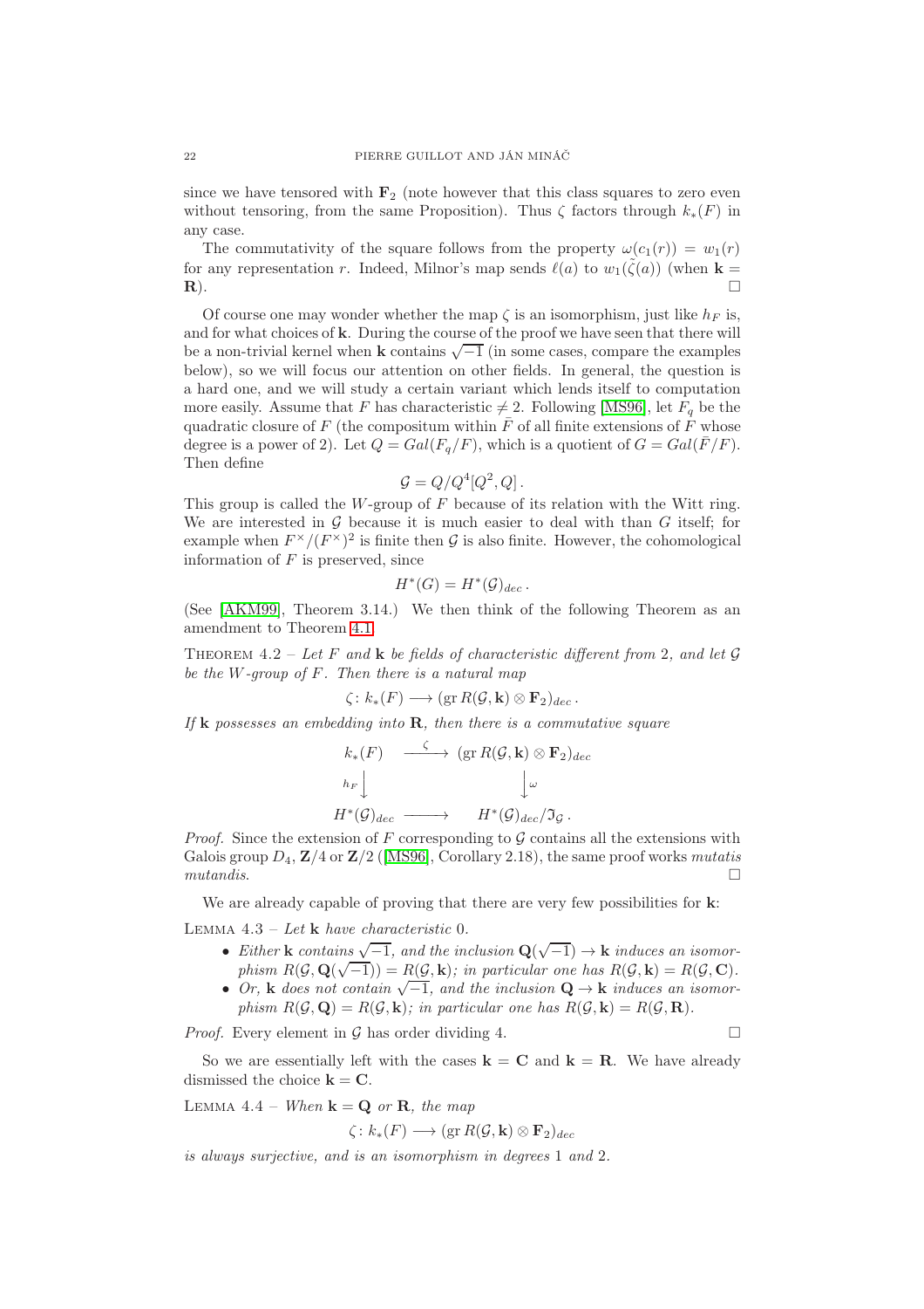since we have tensored with $\mathbf{F}_2$ (note however that this class squares to zero even without tensoring, from the same Proposition). Thus $\zeta$ factors through $k_*(F)$ in any case.

The commutativity of the square follows from the property $\omega(c_1(r)) = w_1(r)$ for any representation $r$. Indeed, Milnor's map sends $\ell(a)$ to $w_1(\tilde{\zeta}(a))$ (when $\mathbf{k} = \mathbf{R}$). $\square$

Of course one may wonder whether the map $\zeta$ is an isomorphism, just like $h_F$ is, and for what choices of $\mathbf{k}$. During the course of the proof we have seen that there will be a non-trivial kernel when $\mathbf{k}$ contains $\sqrt{-1}$ (in some cases, compare the examples below), so we will focus our attention on other fields. In general, the question is a hard one, and we will study a certain variant which lends itself to computation more easily. Assume that $F$ has characteristic $\neq 2$. Following [MS96], let $F_q$ be the quadratic closure of $F$ (the compositum within $\bar{F}$ of all finite extensions of $F$ whose degree is a power of 2). Let $Q = Gal(F_q/F)$, which is a quotient of $G = Gal(\bar{F}/F)$. Then define

$$\mathcal{G} = Q/Q^4[Q^2, Q]\,.$$

This group is called the $W$-group of $F$ because of its relation with the Witt ring. We are interested in $\mathcal{G}$ because it is much easier to deal with than $G$ itself; for example when $F^\times/(F^\times)^2$ is finite then $\mathcal{G}$ is also finite. However, the cohomological information of $F$ is preserved, since

$$H^*(G) = H^*(\mathcal{G})_{dec}\,.$$

(See [AKM99], Theorem 3.14.) We then think of the following Theorem as an amendment to Theorem 4.1.

Theorem 4.2 – *Let $F$ and $\mathbf{k}$ be fields of characteristic different from 2, and let $\mathcal{G}$ be the $W$-group of $F$. Then there is a natural map*

$$\zeta\colon k_*(F) \longrightarrow (\operatorname{gr} R(\mathcal{G}, \mathbf{k}) \otimes \mathbf{F}_2)_{dec}\,.$$

*If $\mathbf{k}$ possesses an embedding into $\mathbf{R}$, then there is a commutative square*

$$\begin{array}{ccc}
k_*(F) & \xrightarrow{\ \zeta\ } & (\operatorname{gr} R(\mathcal{G}, \mathbf{k}) \otimes \mathbf{F}_2)_{dec} \\
{\scriptstyle h_F}\big\downarrow & & \big\downarrow{\scriptstyle \omega} \\
H^*(\mathcal{G})_{dec} & \longrightarrow & H^*(\mathcal{G})_{dec}/\mathfrak{I}_{\mathcal{G}}\,.
\end{array}$$

*Proof.* Since the extension of $F$ corresponding to $\mathcal{G}$ contains all the extensions with Galois group $D_4$, $\mathbf{Z}/4$ or $\mathbf{Z}/2$ ([MS96], Corollary 2.18), the same proof works *mutatis mutandis*. $\square$

We are already capable of proving that there are very few possibilities for $\mathbf{k}$:

Lemma 4.3 – *Let $\mathbf{k}$ have characteristic 0.*

- *Either $\mathbf{k}$ contains $\sqrt{-1}$, and the inclusion $\mathbf{Q}(\sqrt{-1}) \to \mathbf{k}$ induces an isomorphism $R(\mathcal{G}, \mathbf{Q}(\sqrt{-1})) = R(\mathcal{G}, \mathbf{k})$; in particular one has $R(\mathcal{G}, \mathbf{k}) = R(\mathcal{G}, \mathbf{C})$.*
- *Or, $\mathbf{k}$ does not contain $\sqrt{-1}$, and the inclusion $\mathbf{Q} \to \mathbf{k}$ induces an isomorphism $R(\mathcal{G}, \mathbf{Q}) = R(\mathcal{G}, \mathbf{k})$; in particular one has $R(\mathcal{G}, \mathbf{k}) = R(\mathcal{G}, \mathbf{R})$.*

*Proof.* Every element in $\mathcal{G}$ has order dividing 4. $\square$

So we are essentially left with the cases $\mathbf{k} = \mathbf{C}$ and $\mathbf{k} = \mathbf{R}$. We have already dismissed the choice $\mathbf{k} = \mathbf{C}$.

Lemma 4.4 – *When $\mathbf{k} = \mathbf{Q}$ or $\mathbf{R}$, the map*

$$\zeta\colon k_*(F) \longrightarrow (\operatorname{gr} R(\mathcal{G}, \mathbf{k}) \otimes \mathbf{F}_2)_{dec}$$

*is always surjective, and is an isomorphism in degrees 1 and 2.*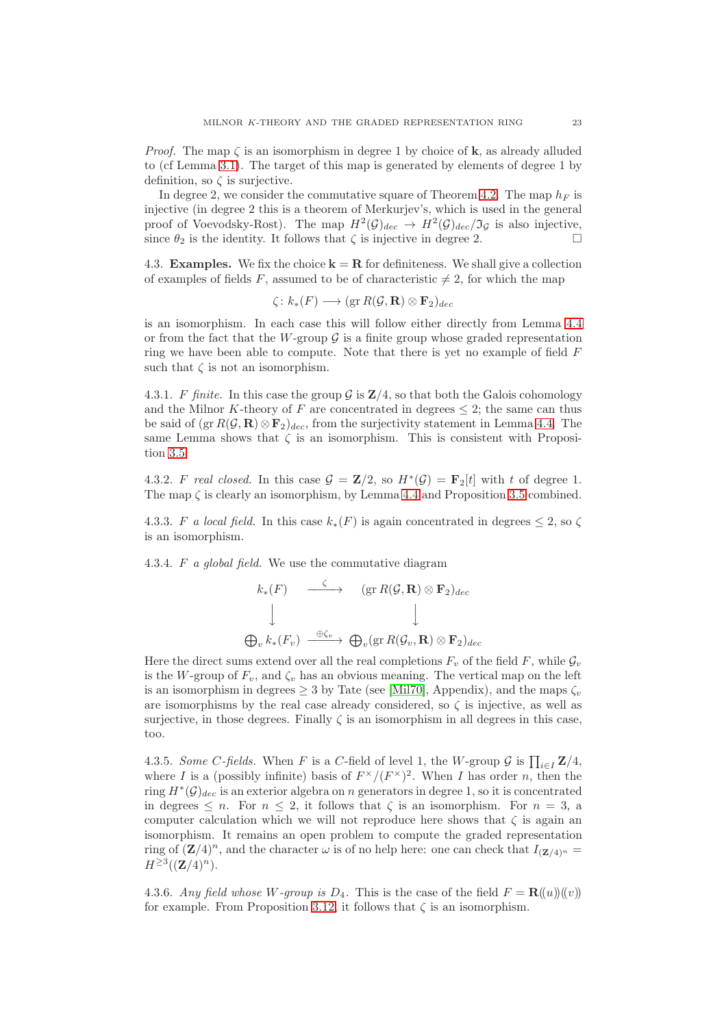*Proof.* The map $\zeta$ is an isomorphism in degree 1 by choice of $\mathbf{k}$, as already alluded to (cf Lemma 3.1). The target of this map is generated by elements of degree 1 by definition, so $\zeta$ is surjective.

In degree 2, we consider the commutative square of Theorem 4.2. The map $h_F$ is injective (in degree 2 this is a theorem of Merkurjev's, which is used in the general proof of Voevodsky-Rost). The map $H^2(\mathcal{G})_{dec} \to H^2(\mathcal{G})_{dec}/\mathfrak{I}_{\mathcal{G}}$ is also injective, since $\theta_2$ is the identity. It follows that $\zeta$ is injective in degree 2. □

**4.3. Examples.** We fix the choice $\mathbf{k} = \mathbf{R}$ for definiteness. We shall give a collection of examples of fields $F$, assumed to be of characteristic $\neq 2$, for which the map

$$\zeta\colon k_*(F) \longrightarrow (\mathrm{gr}\, R(\mathcal{G}, \mathbf{R}) \otimes \mathbf{F}_2)_{dec}$$

is an isomorphism. In each case this will follow either directly from Lemma 4.4 or from the fact that the $W$-group $\mathcal{G}$ is a finite group whose graded representation ring we have been able to compute. Note that there is yet no example of field $F$ such that $\zeta$ is not an isomorphism.

4.3.1. *$F$ finite.* In this case the group $\mathcal{G}$ is $\mathbf{Z}/4$, so that both the Galois cohomology and the Milnor $K$-theory of $F$ are concentrated in degrees $\leq 2$; the same can thus be said of $(\mathrm{gr}\, R(\mathcal{G}, \mathbf{R}) \otimes \mathbf{F}_2)_{dec}$, from the surjectivity statement in Lemma 4.4. The same Lemma shows that $\zeta$ is an isomorphism. This is consistent with Proposition 3.5.

4.3.2. *$F$ real closed.* In this case $\mathcal{G} = \mathbf{Z}/2$, so $H^*(\mathcal{G}) = \mathbf{F}_2[t]$ with $t$ of degree 1. The map $\zeta$ is clearly an isomorphism, by Lemma 4.4 and Proposition 3.5 combined.

4.3.3. *$F$ a local field.* In this case $k_*(F)$ is again concentrated in degrees $\leq 2$, so $\zeta$ is an isomorphism.

4.3.4. *$F$ a global field.* We use the commutative diagram

$$\begin{array}{ccc}
k_*(F) & \xrightarrow{\quad\zeta\quad} & (\mathrm{gr}\, R(\mathcal{G}, \mathbf{R}) \otimes \mathbf{F}_2)_{dec} \\
\downarrow & & \downarrow \\
\bigoplus_v k_*(F_v) & \xrightarrow{\oplus \zeta_v} & \bigoplus_v (\mathrm{gr}\, R(\mathcal{G}_v, \mathbf{R}) \otimes \mathbf{F}_2)_{dec}
\end{array}$$

Here the direct sums extend over all the real completions $F_v$ of the field $F$, while $\mathcal{G}_v$ is the $W$-group of $F_v$, and $\zeta_v$ has an obvious meaning. The vertical map on the left is an isomorphism in degrees $\geq 3$ by Tate (see [Mil70], Appendix), and the maps $\zeta_v$ are isomorphisms by the real case already considered, so $\zeta$ is injective, as well as surjective, in those degrees. Finally $\zeta$ is an isomorphism in all degrees in this case, too.

4.3.5. *Some $C$-fields.* When $F$ is a $C$-field of level 1, the $W$-group $\mathcal{G}$ is $\prod_{i \in I} \mathbf{Z}/4$, where $I$ is a (possibly infinite) basis of $F^\times/(F^\times)^2$. When $I$ has order $n$, then the ring $H^*(\mathcal{G})_{dec}$ is an exterior algebra on $n$ generators in degree 1, so it is concentrated in degrees $\leq n$. For $n \leq 2$, it follows that $\zeta$ is an isomorphism. For $n = 3$, a computer calculation which we will not reproduce here shows that $\zeta$ is again an isomorphism. It remains an open problem to compute the graded representation ring of $(\mathbf{Z}/4)^n$, and the character $\omega$ is of no help here: one can check that $I_{(\mathbf{Z}/4)^n} = H^{\geq 3}((\mathbf{Z}/4)^n)$.

4.3.6. *Any field whose $W$-group is $D_4$.* This is the case of the field $F = \mathbf{R}(\!(u)\!)(\!(v)\!)$ for example. From Proposition 3.12, it follows that $\zeta$ is an isomorphism.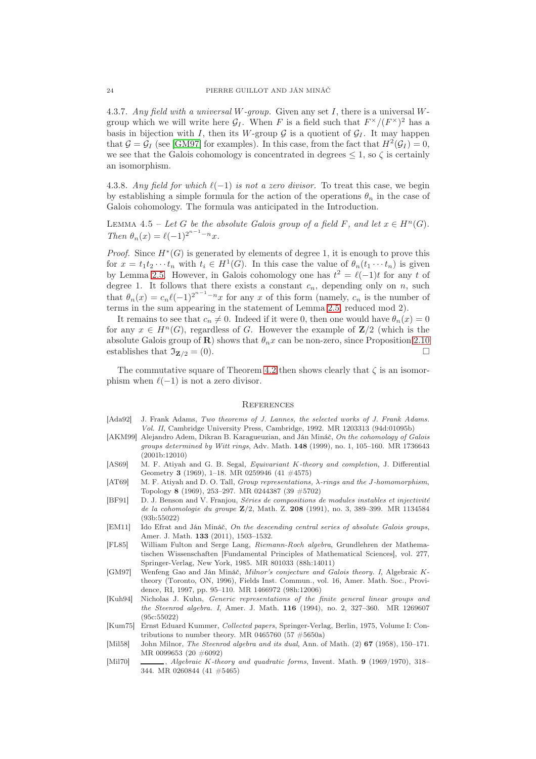4.3.7. *Any field with a universal $W$-group.* Given any set $I$, there is a universal $W$-group which we will write here $\mathcal{G}_I$. When $F$ is a field such that $F^\times/(F^\times)^2$ has a basis in bijection with $I$, then its $W$-group $\mathcal{G}$ is a quotient of $\mathcal{G}_I$. It may happen that $\mathcal{G} = \mathcal{G}_I$ (see [GM97] for examples). In this case, from the fact that $H^2(\mathcal{G}_I) = 0$, we see that the Galois cohomology is concentrated in degrees $\leq 1$, so $\zeta$ is certainly an isomorphism.

4.3.8. *Any field for which $\ell(-1)$ is not a zero divisor.* To treat this case, we begin by establishing a simple formula for the action of the operations $\theta_n$ in the case of Galois cohomology. The formula was anticipated in the Introduction.

LEMMA 4.5 – *Let $G$ be the absolute Galois group of a field $F$, and let $x \in H^n(G)$. Then $\theta_n(x) = \ell(-1)^{2^{n-1}-n}x$.*

*Proof.* Since $H^*(G)$ is generated by elements of degree 1, it is enough to prove this for $x = t_1t_2\cdots t_n$ with $t_i \in H^1(G)$. In this case the value of $\theta_n(t_1\cdots t_n)$ is given by Lemma 2.5. However, in Galois cohomology one has $t^2 = \ell(-1)t$ for any $t$ of degree 1. It follows that there exists a constant $c_n$, depending only on $n$, such that $\theta_n(x) = c_n\ell(-1)^{2^{n-1}-n}x$ for any $x$ of this form (namely, $c_n$ is the number of terms in the sum appearing in the statement of Lemma 2.5, reduced mod 2).

It remains to see that $c_n \neq 0$. Indeed if it were 0, then one would have $\theta_n(x) = 0$ for any $x \in H^n(G)$, regardless of $G$. However the example of $\mathbf{Z}/2$ (which is the absolute Galois group of $\mathbf{R}$) shows that $\theta_n x$ can be non-zero, since Proposition 2.10 establishes that $\mathfrak{I}_{\mathbf{Z}/2} = (0)$. □

The commutative square of Theorem 4.2 then shows clearly that $\zeta$ is an isomorphism when $\ell(-1)$ is not a zero divisor.

## References

- [Ada92] J. Frank Adams, *Two theorems of J. Lannes, the selected works of J. Frank Adams. Vol. II*, Cambridge University Press, Cambridge, 1992. MR 1203313 (94d:01095b)
- [AKM99] Alejandro Adem, Dikran B. Karagueuzian, and Ján Mináč, *On the cohomology of Galois groups determined by Witt rings*, Adv. Math. **148** (1999), no. 1, 105–160. MR 1736643 (2001b:12010)
- [AS69] M. F. Atiyah and G. B. Segal, *Equivariant K-theory and completion*, J. Differential Geometry **3** (1969), 1–18. MR 0259946 (41 #4575)
- [AT69] M. F. Atiyah and D. O. Tall, *Group representations, λ-rings and the J-homomorphism*, Topology **8** (1969), 253–297. MR 0244387 (39 #5702)
- [BF91] D. J. Benson and V. Franjou, *Séries de compositions de modules instables et injectivité de la cohomologie du groupe* $\mathbf{Z}/2$, Math. Z. **208** (1991), no. 3, 389–399. MR 1134584 (93b:55022)
- [EM11] Ido Efrat and Ján Mináč, *On the descending central series of absolute Galois groups*, Amer. J. Math. **133** (2011), 1503–1532.
- [FL85] William Fulton and Serge Lang, *Riemann-Roch algebra*, Grundlehren der Mathematischen Wissenschaften [Fundamental Principles of Mathematical Sciences], vol. 277, Springer-Verlag, New York, 1985. MR 801033 (88h:14011)
- [GM97] Wenfeng Gao and Ján Mináč, *Milnor's conjecture and Galois theory. I*, Algebraic K-theory (Toronto, ON, 1996), Fields Inst. Commun., vol. 16, Amer. Math. Soc., Providence, RI, 1997, pp. 95–110. MR 1466972 (98h:12006)
- [Kuh94] Nicholas J. Kuhn, *Generic representations of the finite general linear groups and the Steenrod algebra. I*, Amer. J. Math. **116** (1994), no. 2, 327–360. MR 1269607 (95c:55022)
- [Kum75] Ernst Eduard Kummer, *Collected papers*, Springer-Verlag, Berlin, 1975, Volume I: Contributions to number theory. MR 0465760 (57 #5650a)
- [Mil58] John Milnor, *The Steenrod algebra and its dual*, Ann. of Math. (2) **67** (1958), 150–171. MR 0099653 (20 #6092)
- [Mil70] ———, *Algebraic K-theory and quadratic forms*, Invent. Math. **9** (1969/1970), 318–344. MR 0260844 (41 #5465)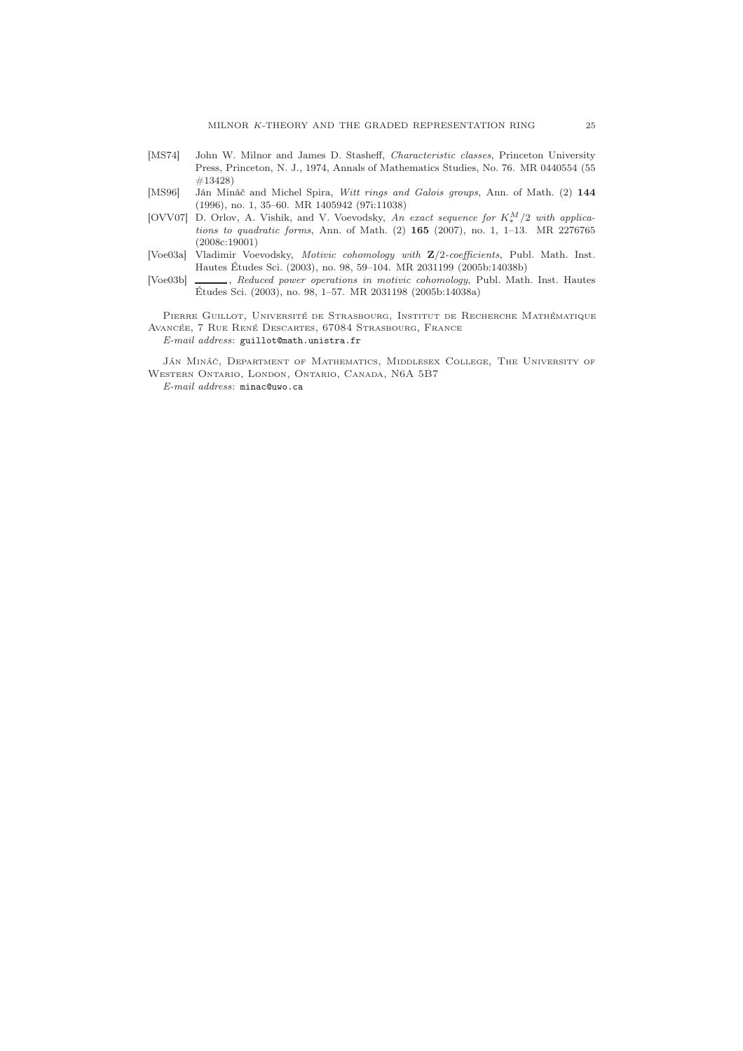- [MS74] John W. Milnor and James D. Stasheff, *Characteristic classes*, Princeton University Press, Princeton, N. J., 1974, Annals of Mathematics Studies, No. 76. MR 0440554 (55 #13428)
- [MS96] Ján Mináč and Michel Spira, *Witt rings and Galois groups*, Ann. of Math. (2) **144** (1996), no. 1, 35–60. MR 1405942 (97i:11038)
- [OVV07] D. Orlov, A. Vishik, and V. Voevodsky, *An exact sequence for $K^M_*/2$ with applications to quadratic forms*, Ann. of Math. (2) **165** (2007), no. 1, 1–13. MR 2276765 (2008c:19001)
- [Voe03a] Vladimir Voevodsky, *Motivic cohomology with* $\mathbf{Z}/2$*-coefficients*, Publ. Math. Inst. Hautes Études Sci. (2003), no. 98, 59–104. MR 2031199 (2005b:14038b)
- [Voe03b] ______, *Reduced power operations in motivic cohomology*, Publ. Math. Inst. Hautes Études Sci. (2003), no. 98, 1–57. MR 2031198 (2005b:14038a)

Pierre Guillot, Université de Strasbourg, Institut de Recherche Mathématique Avancée, 7 Rue René Descartes, 67084 Strasbourg, France

*E-mail address*: guillot@math.unistra.fr

Ján Mináč, Department of Mathematics, Middlesex College, The University of Western Ontario, London, Ontario, Canada, N6A 5B7

*E-mail address*: minac@uwo.ca